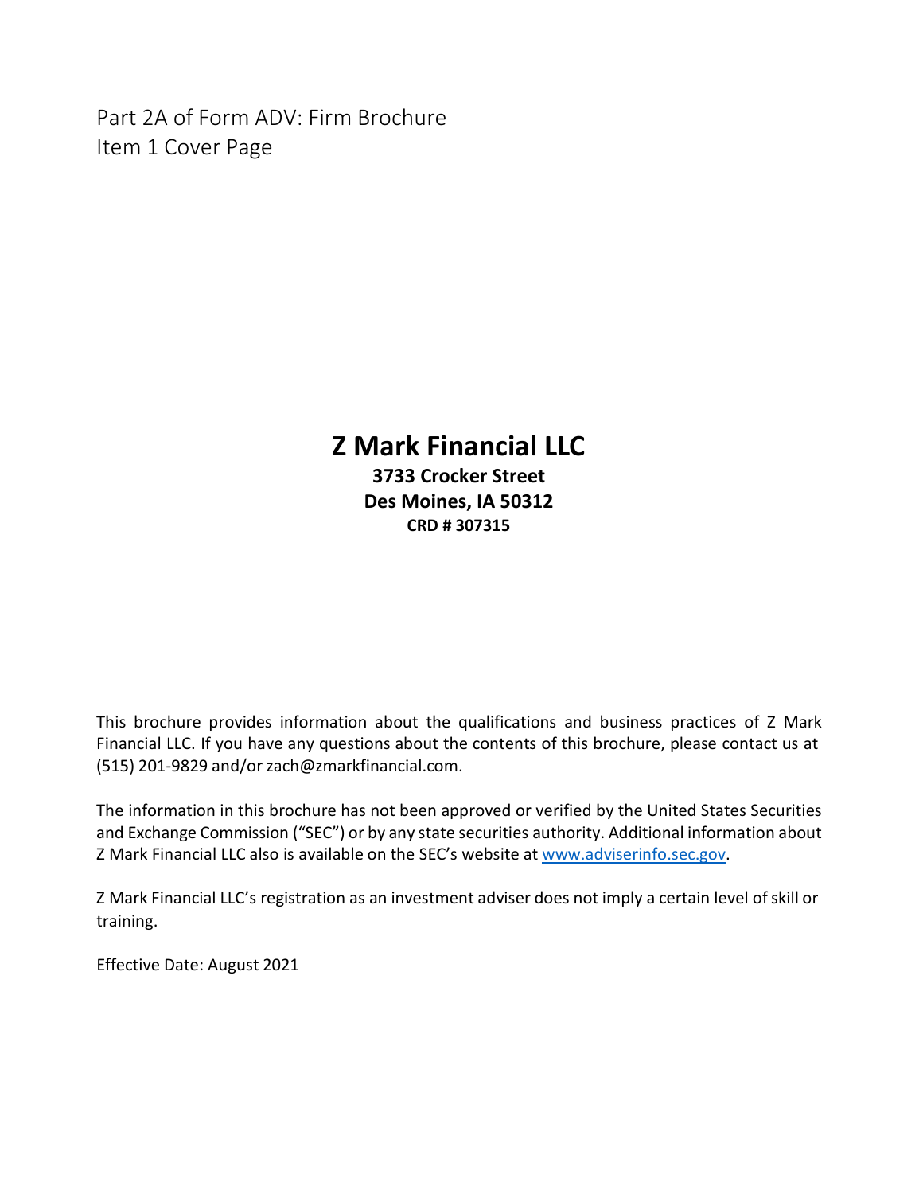Part 2A of Form ADV: Firm Brochure
Item 1 Cover Page

# Z Mark Financial LLC

**3733 Crocker Street**
**Des Moines, IA 50312**
**CRD # 307315**

This brochure provides information about the qualifications and business practices of Z Mark Financial LLC. If you have any questions about the contents of this brochure, please contact us at (515) 201-9829 and/or zach@zmarkfinancial.com.

The information in this brochure has not been approved or verified by the United States Securities and Exchange Commission ("SEC") or by any state securities authority. Additional information about Z Mark Financial LLC also is available on the SEC's website at www.adviserinfo.sec.gov.

Z Mark Financial LLC's registration as an investment adviser does not imply a certain level of skill or training.

Effective Date: August 2021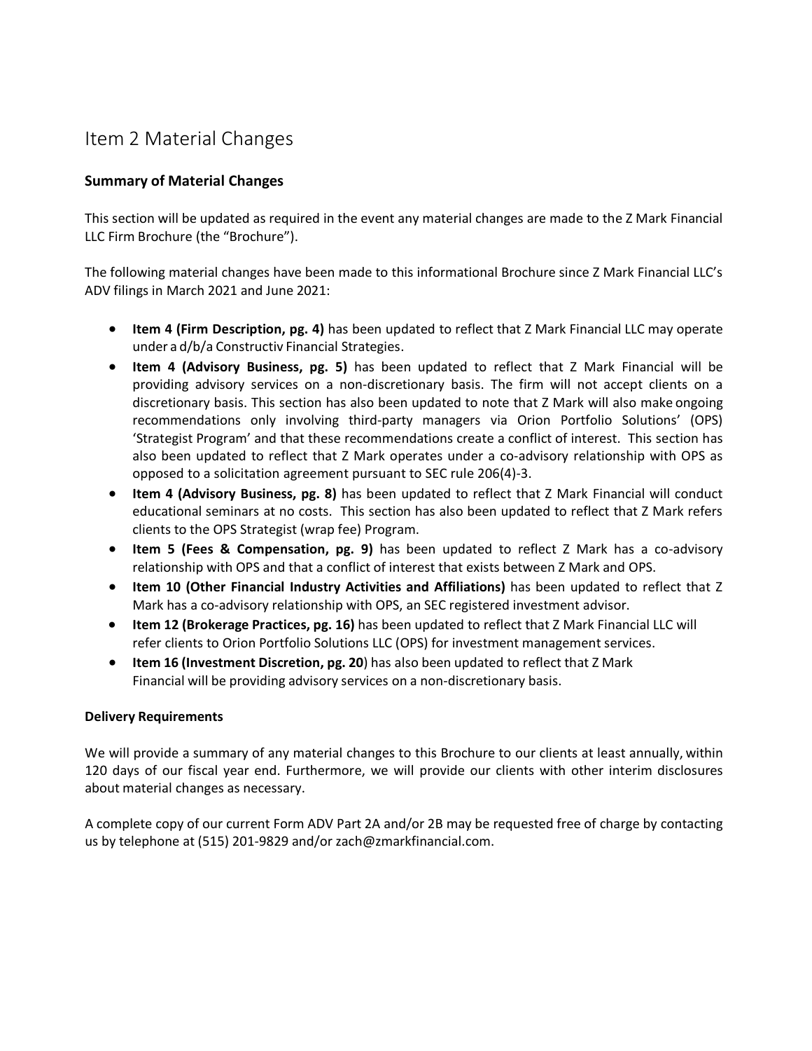# Item 2 Material Changes

### Summary of Material Changes

This section will be updated as required in the event any material changes are made to the Z Mark Financial LLC Firm Brochure (the "Brochure").

The following material changes have been made to this informational Brochure since Z Mark Financial LLC's ADV filings in March 2021 and June 2021:

- **Item 4 (Firm Description, pg. 4)** has been updated to reflect that Z Mark Financial LLC may operate under a d/b/a Constructiv Financial Strategies.
- **Item 4 (Advisory Business, pg. 5)** has been updated to reflect that Z Mark Financial will be providing advisory services on a non-discretionary basis. The firm will not accept clients on a discretionary basis. This section has also been updated to note that Z Mark will also make ongoing recommendations only involving third-party managers via Orion Portfolio Solutions' (OPS) 'Strategist Program' and that these recommendations create a conflict of interest. This section has also been updated to reflect that Z Mark operates under a co-advisory relationship with OPS as opposed to a solicitation agreement pursuant to SEC rule 206(4)-3.
- **Item 4 (Advisory Business, pg. 8)** has been updated to reflect that Z Mark Financial will conduct educational seminars at no costs. This section has also been updated to reflect that Z Mark refers clients to the OPS Strategist (wrap fee) Program.
- **Item 5 (Fees & Compensation, pg. 9)** has been updated to reflect Z Mark has a co-advisory relationship with OPS and that a conflict of interest that exists between Z Mark and OPS.
- **Item 10 (Other Financial Industry Activities and Affiliations)** has been updated to reflect that Z Mark has a co-advisory relationship with OPS, an SEC registered investment advisor.
- **Item 12 (Brokerage Practices, pg. 16)** has been updated to reflect that Z Mark Financial LLC will refer clients to Orion Portfolio Solutions LLC (OPS) for investment management services.
- **Item 16 (Investment Discretion, pg. 20**) has also been updated to reflect that Z Mark Financial will be providing advisory services on a non-discretionary basis.

#### Delivery Requirements

We will provide a summary of any material changes to this Brochure to our clients at least annually, within 120 days of our fiscal year end. Furthermore, we will provide our clients with other interim disclosures about material changes as necessary.

A complete copy of our current Form ADV Part 2A and/or 2B may be requested free of charge by contacting us by telephone at (515) 201-9829 and/or zach@zmarkfinancial.com.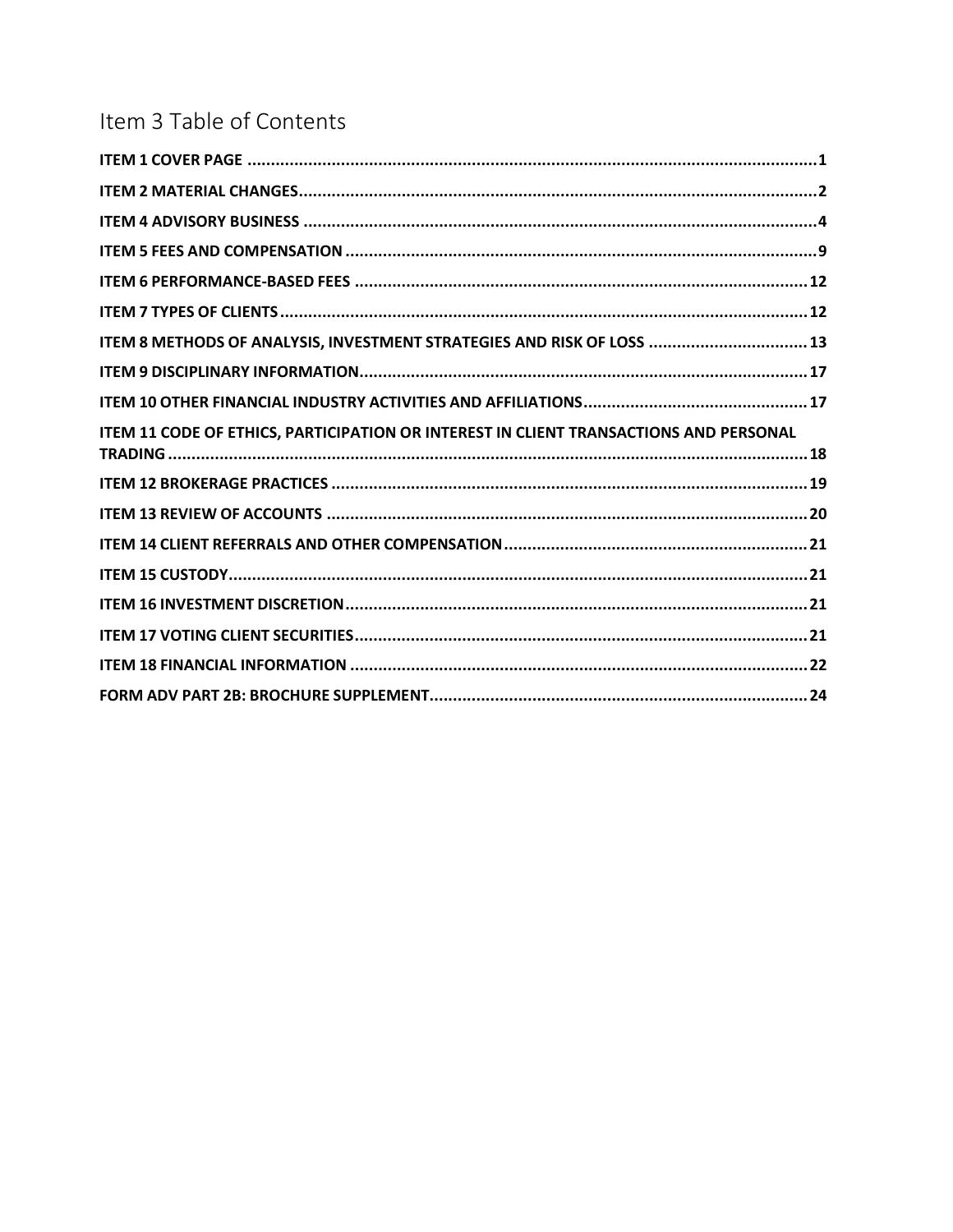# Item 3 Table of Contents

**ITEM 1 COVER PAGE** ........................................................................................................................ 1

**ITEM 2 MATERIAL CHANGES** ............................................................................................................. 2

**ITEM 4 ADVISORY BUSINESS** ............................................................................................................ 4

**ITEM 5 FEES AND COMPENSATION** ................................................................................................... 9

**ITEM 6 PERFORMANCE-BASED FEES** ................................................................................................ 12

**ITEM 7 TYPES OF CLIENTS** .............................................................................................................. 12

**ITEM 8 METHODS OF ANALYSIS, INVESTMENT STRATEGIES AND RISK OF LOSS** ................................. 13

**ITEM 9 DISCIPLINARY INFORMATION** ............................................................................................... 17

**ITEM 10 OTHER FINANCIAL INDUSTRY ACTIVITIES AND AFFILIATIONS** ............................................... 17

**ITEM 11 CODE OF ETHICS, PARTICIPATION OR INTEREST IN CLIENT TRANSACTIONS AND PERSONAL TRADING** ....................................................................................................................................... 18

**ITEM 12 BROKERAGE PRACTICES** .................................................................................................... 19

**ITEM 13 REVIEW OF ACCOUNTS** ...................................................................................................... 20

**ITEM 14 CLIENT REFERRALS AND OTHER COMPENSATION** ................................................................ 21

**ITEM 15 CUSTODY** .......................................................................................................................... 21

**ITEM 16 INVESTMENT DISCRETION** .................................................................................................. 21

**ITEM 17 VOTING CLIENT SECURITIES** ............................................................................................... 21

**ITEM 18 FINANCIAL INFORMATION** ................................................................................................. 22

**FORM ADV PART 2B: BROCHURE SUPPLEMENT** ................................................................................ 24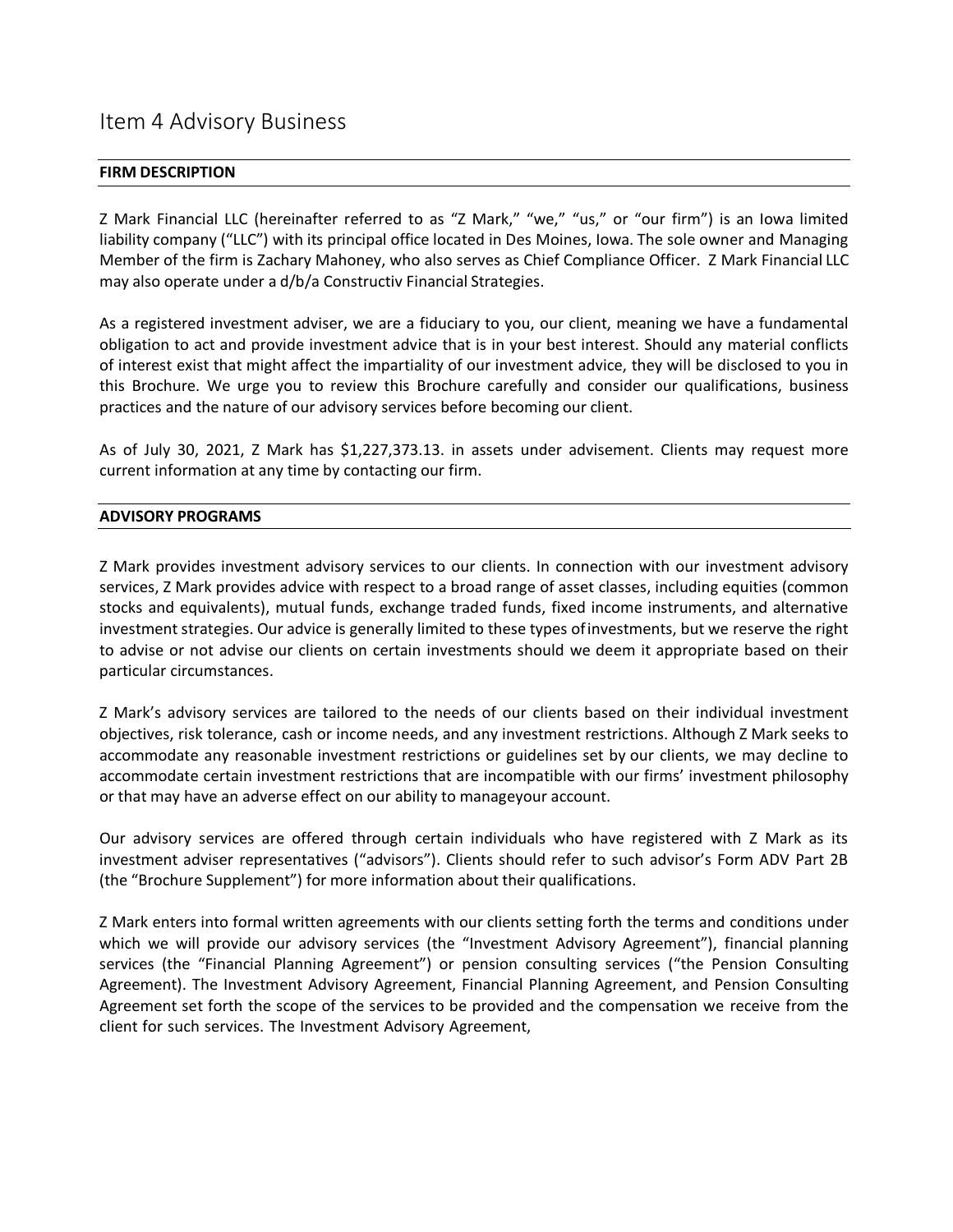# Item 4 Advisory Business

**FIRM DESCRIPTION**

Z Mark Financial LLC (hereinafter referred to as "Z Mark," "we," "us," or "our firm") is an Iowa limited liability company ("LLC") with its principal office located in Des Moines, Iowa. The sole owner and Managing Member of the firm is Zachary Mahoney, who also serves as Chief Compliance Officer. Z Mark Financial LLC may also operate under a d/b/a Constructiv Financial Strategies.

As a registered investment adviser, we are a fiduciary to you, our client, meaning we have a fundamental obligation to act and provide investment advice that is in your best interest. Should any material conflicts of interest exist that might affect the impartiality of our investment advice, they will be disclosed to you in this Brochure. We urge you to review this Brochure carefully and consider our qualifications, business practices and the nature of our advisory services before becoming our client.

As of July 30, 2021, Z Mark has $1,227,373.13. in assets under advisement. Clients may request more current information at any time by contacting our firm.

**ADVISORY PROGRAMS**

Z Mark provides investment advisory services to our clients. In connection with our investment advisory services, Z Mark provides advice with respect to a broad range of asset classes, including equities (common stocks and equivalents), mutual funds, exchange traded funds, fixed income instruments, and alternative investment strategies. Our advice is generally limited to these types of investments, but we reserve the right to advise or not advise our clients on certain investments should we deem it appropriate based on their particular circumstances.

Z Mark's advisory services are tailored to the needs of our clients based on their individual investment objectives, risk tolerance, cash or income needs, and any investment restrictions. Although Z Mark seeks to accommodate any reasonable investment restrictions or guidelines set by our clients, we may decline to accommodate certain investment restrictions that are incompatible with our firms' investment philosophy or that may have an adverse effect on our ability to manageyour account.

Our advisory services are offered through certain individuals who have registered with Z Mark as its investment adviser representatives ("advisors"). Clients should refer to such advisor's Form ADV Part 2B (the "Brochure Supplement") for more information about their qualifications.

Z Mark enters into formal written agreements with our clients setting forth the terms and conditions under which we will provide our advisory services (the "Investment Advisory Agreement"), financial planning services (the "Financial Planning Agreement") or pension consulting services ("the Pension Consulting Agreement). The Investment Advisory Agreement, Financial Planning Agreement, and Pension Consulting Agreement set forth the scope of the services to be provided and the compensation we receive from the client for such services. The Investment Advisory Agreement,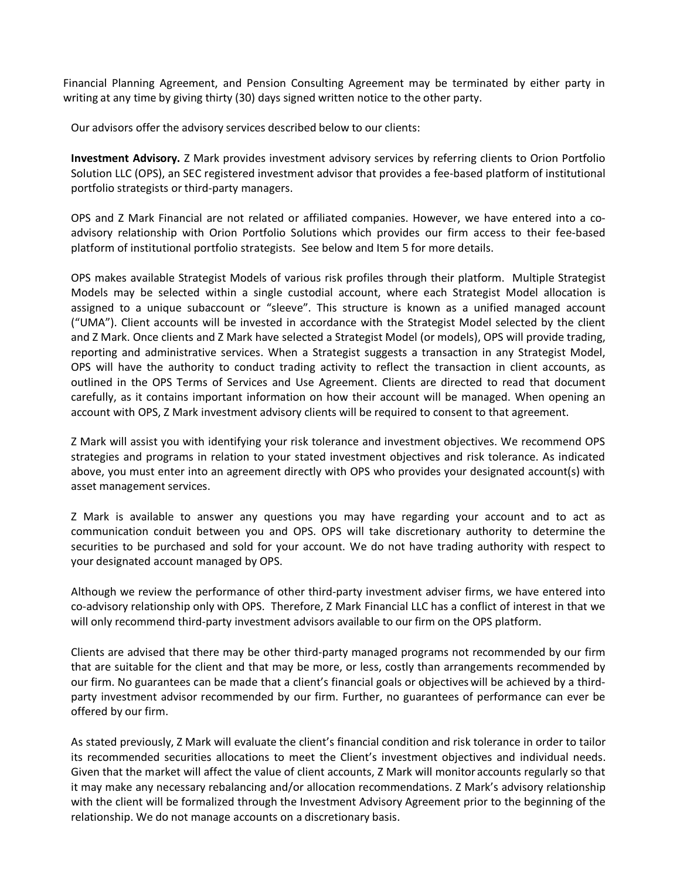Financial Planning Agreement, and Pension Consulting Agreement may be terminated by either party in writing at any time by giving thirty (30) days signed written notice to the other party.

Our advisors offer the advisory services described below to our clients:

**Investment Advisory.** Z Mark provides investment advisory services by referring clients to Orion Portfolio Solution LLC (OPS), an SEC registered investment advisor that provides a fee-based platform of institutional portfolio strategists or third-party managers.

OPS and Z Mark Financial are not related or affiliated companies. However, we have entered into a co-advisory relationship with Orion Portfolio Solutions which provides our firm access to their fee-based platform of institutional portfolio strategists. See below and Item 5 for more details.

OPS makes available Strategist Models of various risk profiles through their platform. Multiple Strategist Models may be selected within a single custodial account, where each Strategist Model allocation is assigned to a unique subaccount or "sleeve". This structure is known as a unified managed account ("UMA"). Client accounts will be invested in accordance with the Strategist Model selected by the client and Z Mark. Once clients and Z Mark have selected a Strategist Model (or models), OPS will provide trading, reporting and administrative services. When a Strategist suggests a transaction in any Strategist Model, OPS will have the authority to conduct trading activity to reflect the transaction in client accounts, as outlined in the OPS Terms of Services and Use Agreement. Clients are directed to read that document carefully, as it contains important information on how their account will be managed. When opening an account with OPS, Z Mark investment advisory clients will be required to consent to that agreement.

Z Mark will assist you with identifying your risk tolerance and investment objectives. We recommend OPS strategies and programs in relation to your stated investment objectives and risk tolerance. As indicated above, you must enter into an agreement directly with OPS who provides your designated account(s) with asset management services.

Z Mark is available to answer any questions you may have regarding your account and to act as communication conduit between you and OPS. OPS will take discretionary authority to determine the securities to be purchased and sold for your account. We do not have trading authority with respect to your designated account managed by OPS.

Although we review the performance of other third-party investment adviser firms, we have entered into co-advisory relationship only with OPS. Therefore, Z Mark Financial LLC has a conflict of interest in that we will only recommend third-party investment advisors available to our firm on the OPS platform.

Clients are advised that there may be other third-party managed programs not recommended by our firm that are suitable for the client and that may be more, or less, costly than arrangements recommended by our firm. No guarantees can be made that a client's financial goals or objectives will be achieved by a third-party investment advisor recommended by our firm. Further, no guarantees of performance can ever be offered by our firm.

As stated previously, Z Mark will evaluate the client's financial condition and risk tolerance in order to tailor its recommended securities allocations to meet the Client's investment objectives and individual needs. Given that the market will affect the value of client accounts, Z Mark will monitor accounts regularly so that it may make any necessary rebalancing and/or allocation recommendations. Z Mark's advisory relationship with the client will be formalized through the Investment Advisory Agreement prior to the beginning of the relationship. We do not manage accounts on a discretionary basis.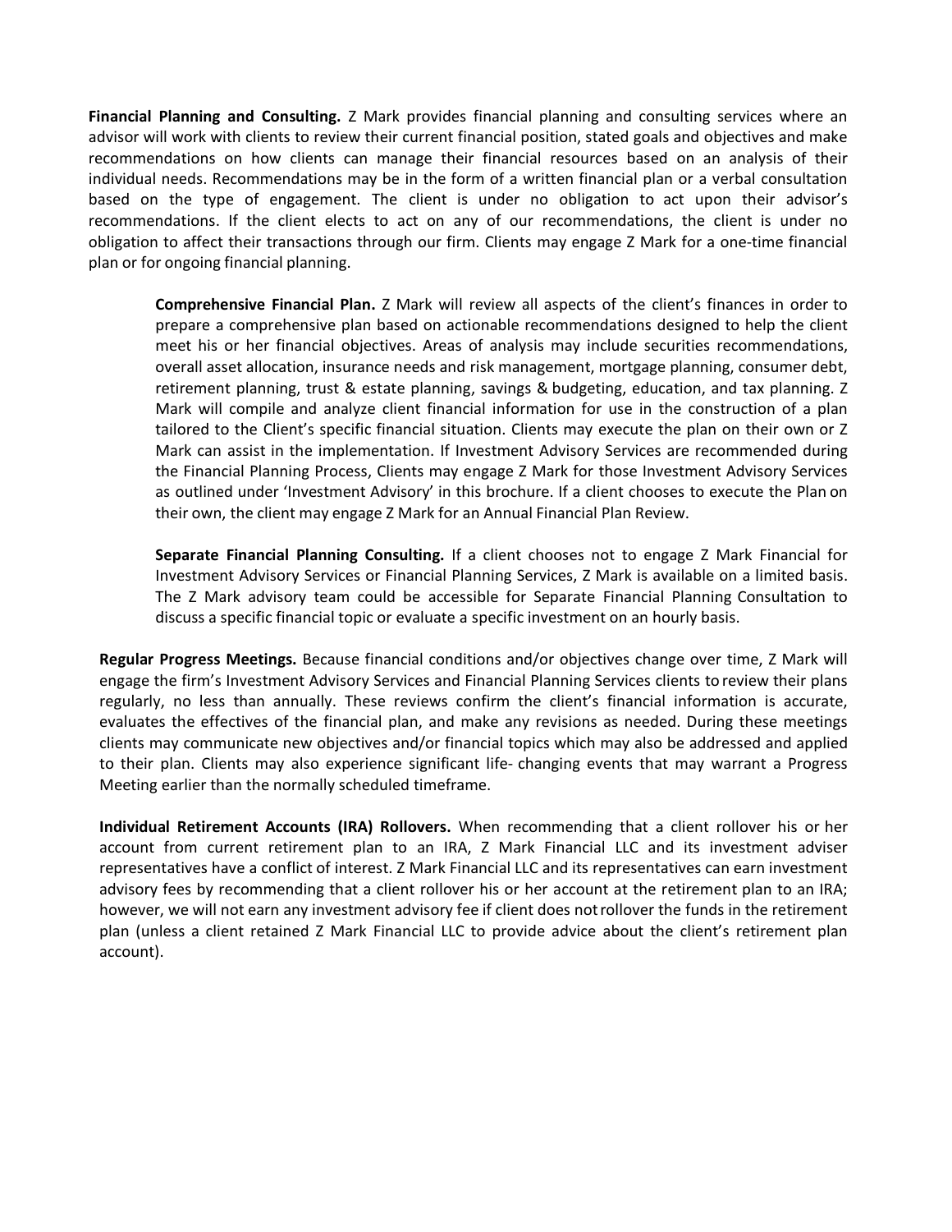**Financial Planning and Consulting.** Z Mark provides financial planning and consulting services where an advisor will work with clients to review their current financial position, stated goals and objectives and make recommendations on how clients can manage their financial resources based on an analysis of their individual needs. Recommendations may be in the form of a written financial plan or a verbal consultation based on the type of engagement. The client is under no obligation to act upon their advisor's recommendations. If the client elects to act on any of our recommendations, the client is under no obligation to affect their transactions through our firm. Clients may engage Z Mark for a one-time financial plan or for ongoing financial planning.

> **Comprehensive Financial Plan.** Z Mark will review all aspects of the client's finances in order to prepare a comprehensive plan based on actionable recommendations designed to help the client meet his or her financial objectives. Areas of analysis may include securities recommendations, overall asset allocation, insurance needs and risk management, mortgage planning, consumer debt, retirement planning, trust & estate planning, savings & budgeting, education, and tax planning. Z Mark will compile and analyze client financial information for use in the construction of a plan tailored to the Client's specific financial situation. Clients may execute the plan on their own or Z Mark can assist in the implementation. If Investment Advisory Services are recommended during the Financial Planning Process, Clients may engage Z Mark for those Investment Advisory Services as outlined under 'Investment Advisory' in this brochure. If a client chooses to execute the Plan on their own, the client may engage Z Mark for an Annual Financial Plan Review.
>
> **Separate Financial Planning Consulting.** If a client chooses not to engage Z Mark Financial for Investment Advisory Services or Financial Planning Services, Z Mark is available on a limited basis. The Z Mark advisory team could be accessible for Separate Financial Planning Consultation to discuss a specific financial topic or evaluate a specific investment on an hourly basis.

**Regular Progress Meetings.** Because financial conditions and/or objectives change over time, Z Mark will engage the firm's Investment Advisory Services and Financial Planning Services clients to review their plans regularly, no less than annually. These reviews confirm the client's financial information is accurate, evaluates the effectives of the financial plan, and make any revisions as needed. During these meetings clients may communicate new objectives and/or financial topics which may also be addressed and applied to their plan. Clients may also experience significant life- changing events that may warrant a Progress Meeting earlier than the normally scheduled timeframe.

**Individual Retirement Accounts (IRA) Rollovers.** When recommending that a client rollover his or her account from current retirement plan to an IRA, Z Mark Financial LLC and its investment adviser representatives have a conflict of interest. Z Mark Financial LLC and its representatives can earn investment advisory fees by recommending that a client rollover his or her account at the retirement plan to an IRA; however, we will not earn any investment advisory fee if client does not rollover the funds in the retirement plan (unless a client retained Z Mark Financial LLC to provide advice about the client's retirement plan account).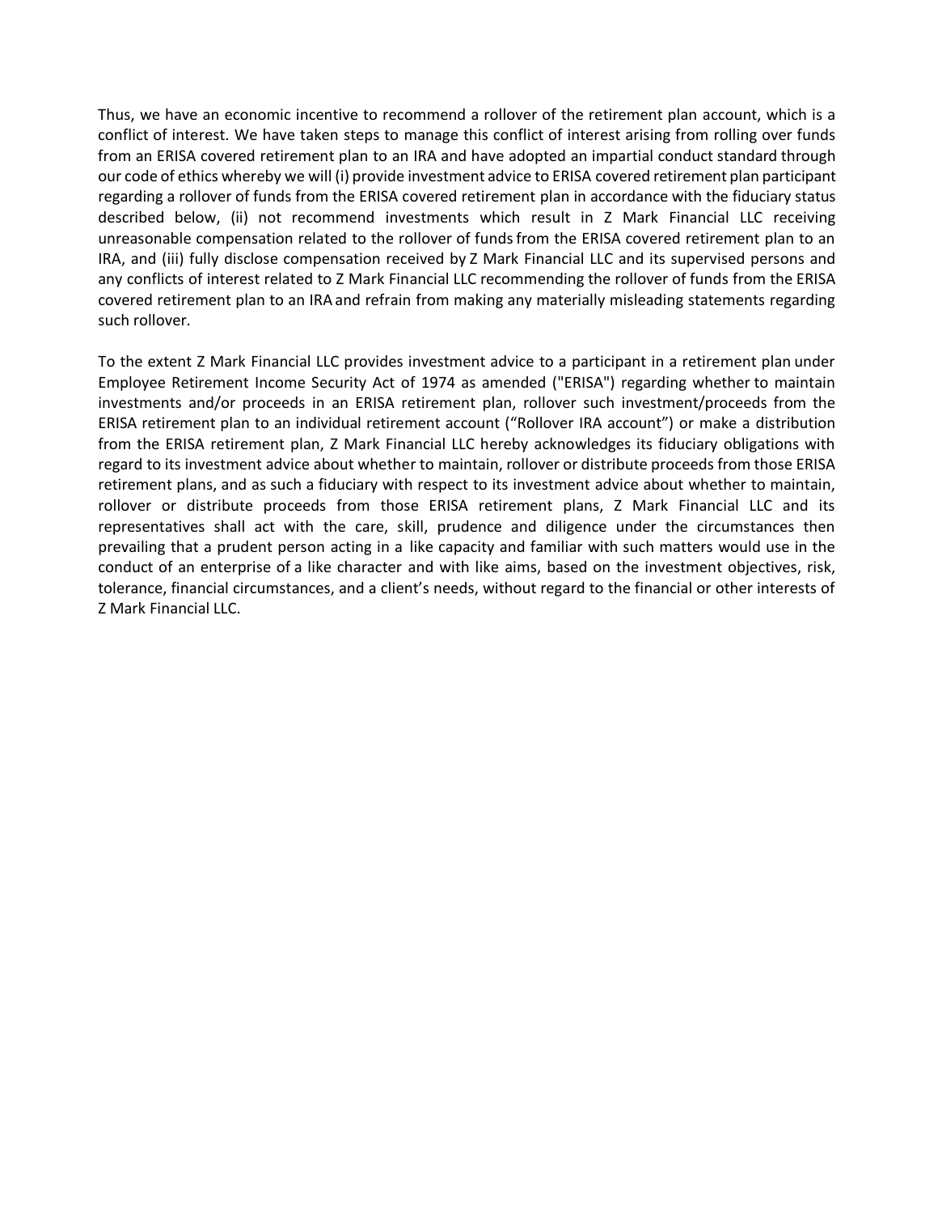Thus, we have an economic incentive to recommend a rollover of the retirement plan account, which is a conflict of interest. We have taken steps to manage this conflict of interest arising from rolling over funds from an ERISA covered retirement plan to an IRA and have adopted an impartial conduct standard through our code of ethics whereby we will (i) provide investment advice to ERISA covered retirement plan participant regarding a rollover of funds from the ERISA covered retirement plan in accordance with the fiduciary status described below, (ii) not recommend investments which result in Z Mark Financial LLC receiving unreasonable compensation related to the rollover of funds from the ERISA covered retirement plan to an IRA, and (iii) fully disclose compensation received by Z Mark Financial LLC and its supervised persons and any conflicts of interest related to Z Mark Financial LLC recommending the rollover of funds from the ERISA covered retirement plan to an IRA and refrain from making any materially misleading statements regarding such rollover.

To the extent Z Mark Financial LLC provides investment advice to a participant in a retirement plan under Employee Retirement Income Security Act of 1974 as amended ("ERISA") regarding whether to maintain investments and/or proceeds in an ERISA retirement plan, rollover such investment/proceeds from the ERISA retirement plan to an individual retirement account ("Rollover IRA account") or make a distribution from the ERISA retirement plan, Z Mark Financial LLC hereby acknowledges its fiduciary obligations with regard to its investment advice about whether to maintain, rollover or distribute proceeds from those ERISA retirement plans, and as such a fiduciary with respect to its investment advice about whether to maintain, rollover or distribute proceeds from those ERISA retirement plans, Z Mark Financial LLC and its representatives shall act with the care, skill, prudence and diligence under the circumstances then prevailing that a prudent person acting in a like capacity and familiar with such matters would use in the conduct of an enterprise of a like character and with like aims, based on the investment objectives, risk, tolerance, financial circumstances, and a client's needs, without regard to the financial or other interests of Z Mark Financial LLC.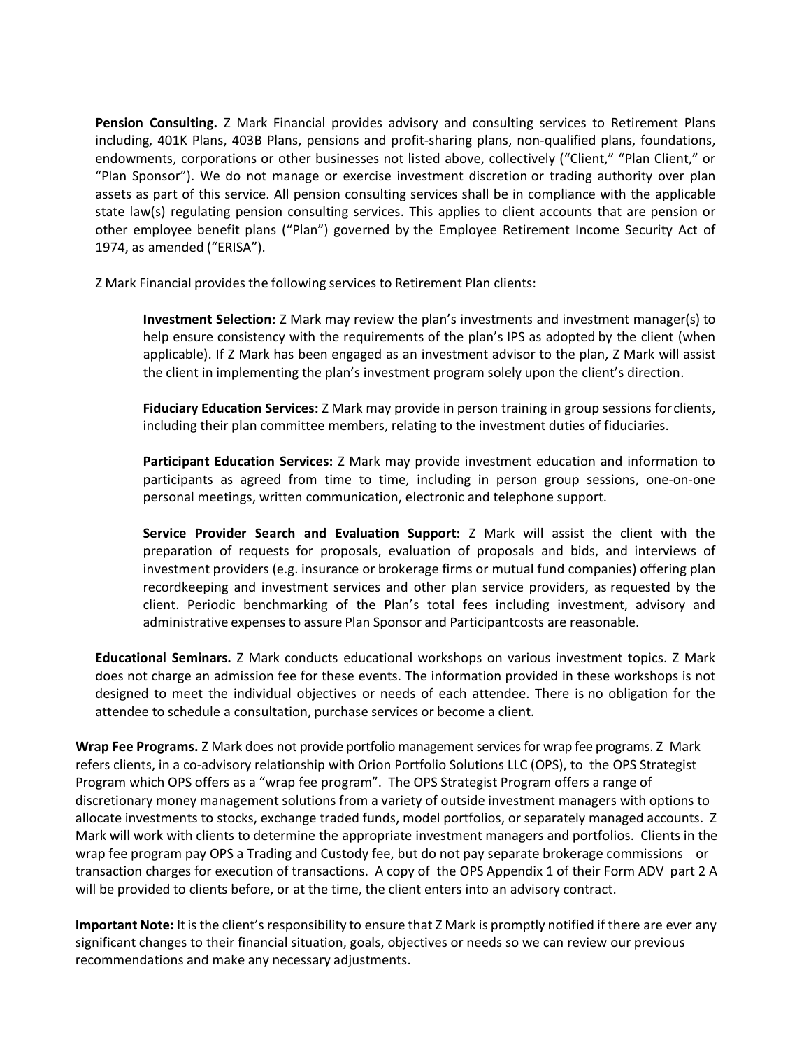**Pension Consulting.** Z Mark Financial provides advisory and consulting services to Retirement Plans including, 401K Plans, 403B Plans, pensions and profit-sharing plans, non-qualified plans, foundations, endowments, corporations or other businesses not listed above, collectively ("Client," "Plan Client," or "Plan Sponsor"). We do not manage or exercise investment discretion or trading authority over plan assets as part of this service. All pension consulting services shall be in compliance with the applicable state law(s) regulating pension consulting services. This applies to client accounts that are pension or other employee benefit plans ("Plan") governed by the Employee Retirement Income Security Act of 1974, as amended ("ERISA").

Z Mark Financial provides the following services to Retirement Plan clients:

**Investment Selection:** Z Mark may review the plan's investments and investment manager(s) to help ensure consistency with the requirements of the plan's IPS as adopted by the client (when applicable). If Z Mark has been engaged as an investment advisor to the plan, Z Mark will assist the client in implementing the plan's investment program solely upon the client's direction.

**Fiduciary Education Services:** Z Mark may provide in person training in group sessions for clients, including their plan committee members, relating to the investment duties of fiduciaries.

**Participant Education Services:** Z Mark may provide investment education and information to participants as agreed from time to time, including in person group sessions, one-on-one personal meetings, written communication, electronic and telephone support.

**Service Provider Search and Evaluation Support:** Z Mark will assist the client with the preparation of requests for proposals, evaluation of proposals and bids, and interviews of investment providers (e.g. insurance or brokerage firms or mutual fund companies) offering plan recordkeeping and investment services and other plan service providers, as requested by the client. Periodic benchmarking of the Plan's total fees including investment, advisory and administrative expenses to assure Plan Sponsor and Participantcosts are reasonable.

**Educational Seminars.** Z Mark conducts educational workshops on various investment topics. Z Mark does not charge an admission fee for these events. The information provided in these workshops is not designed to meet the individual objectives or needs of each attendee. There is no obligation for the attendee to schedule a consultation, purchase services or become a client.

**Wrap Fee Programs.** Z Mark does not provide portfolio management services for wrap fee programs. Z Mark refers clients, in a co-advisory relationship with Orion Portfolio Solutions LLC (OPS), to the OPS Strategist Program which OPS offers as a "wrap fee program". The OPS Strategist Program offers a range of discretionary money management solutions from a variety of outside investment managers with options to allocate investments to stocks, exchange traded funds, model portfolios, or separately managed accounts. Z Mark will work with clients to determine the appropriate investment managers and portfolios. Clients in the wrap fee program pay OPS a Trading and Custody fee, but do not pay separate brokerage commissions or transaction charges for execution of transactions. A copy of the OPS Appendix 1 of their Form ADV part 2 A will be provided to clients before, or at the time, the client enters into an advisory contract.

**Important Note:** It is the client's responsibility to ensure that Z Mark is promptly notified if there are ever any significant changes to their financial situation, goals, objectives or needs so we can review our previous recommendations and make any necessary adjustments.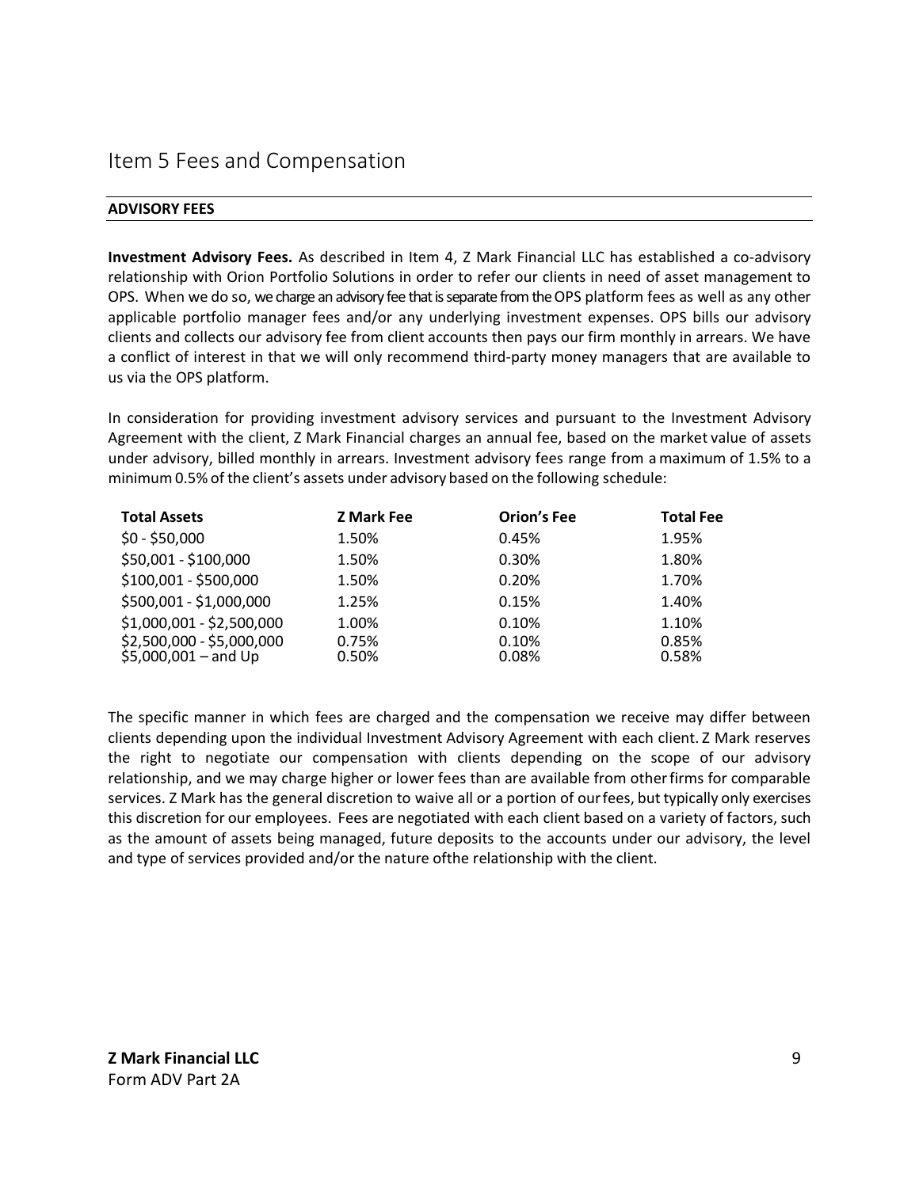# Item 5 Fees and Compensation

**ADVISORY FEES**

**Investment Advisory Fees.** As described in Item 4, Z Mark Financial LLC has established a co-advisory relationship with Orion Portfolio Solutions in order to refer our clients in need of asset management to OPS. When we do so, we charge an advisory fee that is separate from the OPS platform fees as well as any other applicable portfolio manager fees and/or any underlying investment expenses. OPS bills our advisory clients and collects our advisory fee from client accounts then pays our firm monthly in arrears. We have a conflict of interest in that we will only recommend third-party money managers that are available to us via the OPS platform.

In consideration for providing investment advisory services and pursuant to the Investment Advisory Agreement with the client, Z Mark Financial charges an annual fee, based on the market value of assets under advisory, billed monthly in arrears. Investment advisory fees range from a maximum of 1.5% to a minimum 0.5% of the client's assets under advisory based on the following schedule:

| Total Assets | Z Mark Fee | Orion's Fee | Total Fee |
|---|---|---|---|
| $0 - $50,000 | 1.50% | 0.45% | 1.95% |
| $50,001 - $100,000 | 1.50% | 0.30% | 1.80% |
| $100,001 - $500,000 | 1.50% | 0.20% | 1.70% |
| $500,001 - $1,000,000 | 1.25% | 0.15% | 1.40% |
| $1,000,001 - $2,500,000 | 1.00% | 0.10% | 1.10% |
| $2,500,000 - $5,000,000 | 0.75% | 0.10% | 0.85% |
| $5,000,001 – and Up | 0.50% | 0.08% | 0.58% |

The specific manner in which fees are charged and the compensation we receive may differ between clients depending upon the individual Investment Advisory Agreement with each client. Z Mark reserves the right to negotiate our compensation with clients depending on the scope of our advisory relationship, and we may charge higher or lower fees than are available from other firms for comparable services. Z Mark has the general discretion to waive all or a portion of our fees, but typically only exercises this discretion for our employees. Fees are negotiated with each client based on a variety of factors, such as the amount of assets being managed, future deposits to the accounts under our advisory, the level and type of services provided and/or the nature ofthe relationship with the client.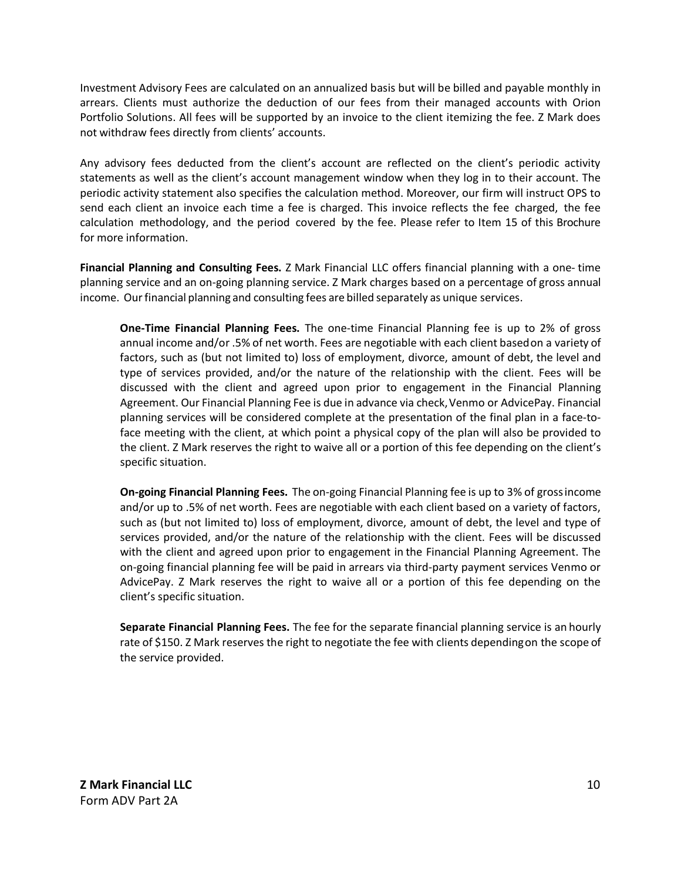Investment Advisory Fees are calculated on an annualized basis but will be billed and payable monthly in arrears. Clients must authorize the deduction of our fees from their managed accounts with Orion Portfolio Solutions. All fees will be supported by an invoice to the client itemizing the fee. Z Mark does not withdraw fees directly from clients' accounts.

Any advisory fees deducted from the client's account are reflected on the client's periodic activity statements as well as the client's account management window when they log in to their account. The periodic activity statement also specifies the calculation method. Moreover, our firm will instruct OPS to send each client an invoice each time a fee is charged. This invoice reflects the fee charged, the fee calculation methodology, and the period covered by the fee. Please refer to Item 15 of this Brochure for more information.

**Financial Planning and Consulting Fees.** Z Mark Financial LLC offers financial planning with a one- time planning service and an on-going planning service. Z Mark charges based on a percentage of gross annual income. Our financial planning and consulting fees are billed separately as unique services.

> **One-Time Financial Planning Fees.** The one-time Financial Planning fee is up to 2% of gross annual income and/or .5% of net worth. Fees are negotiable with each client based on a variety of factors, such as (but not limited to) loss of employment, divorce, amount of debt, the level and type of services provided, and/or the nature of the relationship with the client. Fees will be discussed with the client and agreed upon prior to engagement in the Financial Planning Agreement. Our Financial Planning Fee is due in advance via check, Venmo or AdvicePay. Financial planning services will be considered complete at the presentation of the final plan in a face-to-face meeting with the client, at which point a physical copy of the plan will also be provided to the client. Z Mark reserves the right to waive all or a portion of this fee depending on the client's specific situation.
>
> **On-going Financial Planning Fees.** The on-going Financial Planning fee is up to 3% of gross income and/or up to .5% of net worth. Fees are negotiable with each client based on a variety of factors, such as (but not limited to) loss of employment, divorce, amount of debt, the level and type of services provided, and/or the nature of the relationship with the client. Fees will be discussed with the client and agreed upon prior to engagement in the Financial Planning Agreement. The on-going financial planning fee will be paid in arrears via third-party payment services Venmo or AdvicePay. Z Mark reserves the right to waive all or a portion of this fee depending on the client's specific situation.
>
> **Separate Financial Planning Fees.** The fee for the separate financial planning service is an hourly rate of $150. Z Mark reserves the right to negotiate the fee with clients depending on the scope of the service provided.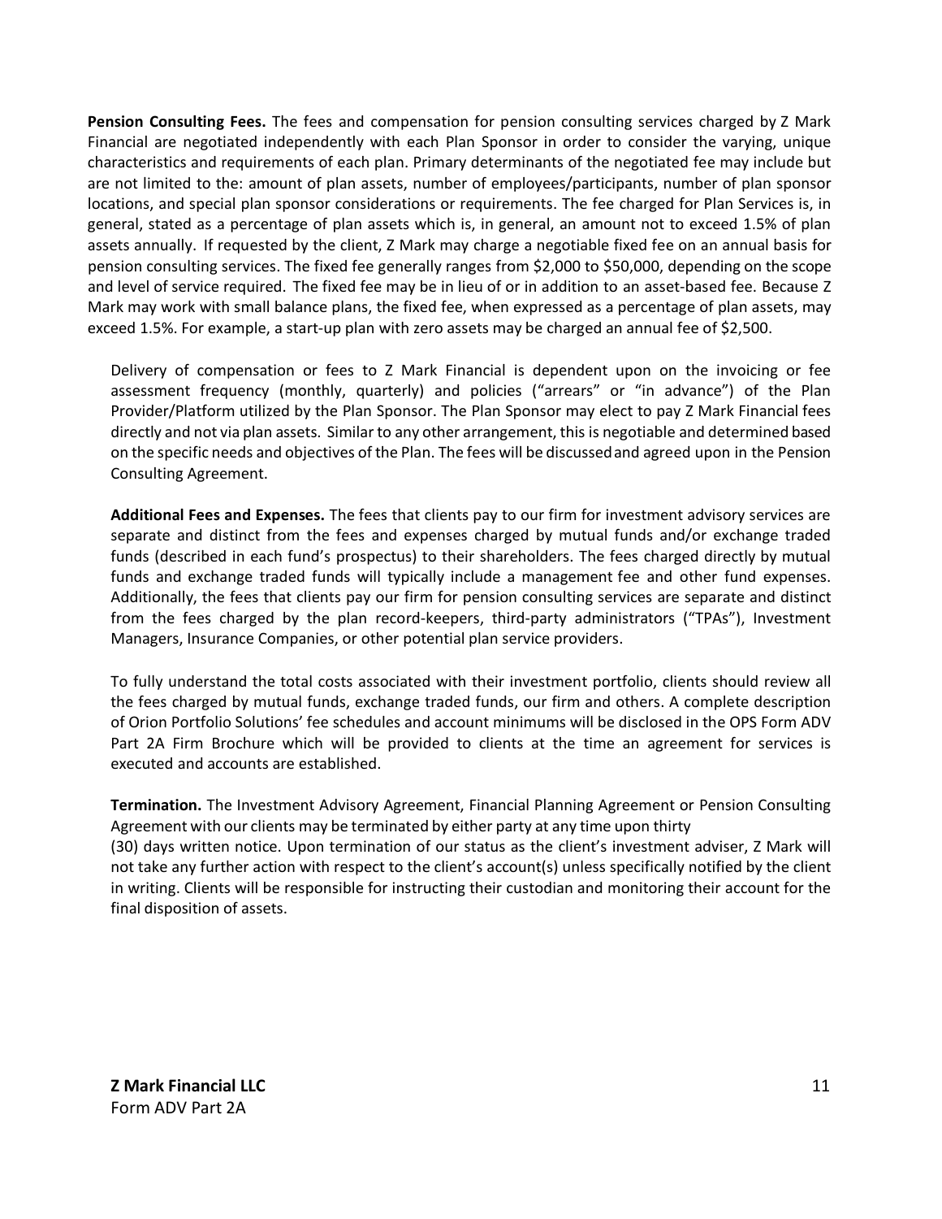**Pension Consulting Fees.** The fees and compensation for pension consulting services charged by Z Mark Financial are negotiated independently with each Plan Sponsor in order to consider the varying, unique characteristics and requirements of each plan. Primary determinants of the negotiated fee may include but are not limited to the: amount of plan assets, number of employees/participants, number of plan sponsor locations, and special plan sponsor considerations or requirements. The fee charged for Plan Services is, in general, stated as a percentage of plan assets which is, in general, an amount not to exceed 1.5% of plan assets annually. If requested by the client, Z Mark may charge a negotiable fixed fee on an annual basis for pension consulting services. The fixed fee generally ranges from $2,000 to $50,000, depending on the scope and level of service required. The fixed fee may be in lieu of or in addition to an asset-based fee. Because Z Mark may work with small balance plans, the fixed fee, when expressed as a percentage of plan assets, may exceed 1.5%. For example, a start-up plan with zero assets may be charged an annual fee of $2,500.

Delivery of compensation or fees to Z Mark Financial is dependent upon on the invoicing or fee assessment frequency (monthly, quarterly) and policies ("arrears" or "in advance") of the Plan Provider/Platform utilized by the Plan Sponsor. The Plan Sponsor may elect to pay Z Mark Financial fees directly and not via plan assets. Similar to any other arrangement, this is negotiable and determined based on the specific needs and objectives of the Plan. The fees will be discussed and agreed upon in the Pension Consulting Agreement.

**Additional Fees and Expenses.** The fees that clients pay to our firm for investment advisory services are separate and distinct from the fees and expenses charged by mutual funds and/or exchange traded funds (described in each fund's prospectus) to their shareholders. The fees charged directly by mutual funds and exchange traded funds will typically include a management fee and other fund expenses. Additionally, the fees that clients pay our firm for pension consulting services are separate and distinct from the fees charged by the plan record-keepers, third-party administrators ("TPAs"), Investment Managers, Insurance Companies, or other potential plan service providers.

To fully understand the total costs associated with their investment portfolio, clients should review all the fees charged by mutual funds, exchange traded funds, our firm and others. A complete description of Orion Portfolio Solutions' fee schedules and account minimums will be disclosed in the OPS Form ADV Part 2A Firm Brochure which will be provided to clients at the time an agreement for services is executed and accounts are established.

**Termination.** The Investment Advisory Agreement, Financial Planning Agreement or Pension Consulting Agreement with our clients may be terminated by either party at any time upon thirty (30) days written notice. Upon termination of our status as the client's investment adviser, Z Mark will not take any further action with respect to the client's account(s) unless specifically notified by the client in writing. Clients will be responsible for instructing their custodian and monitoring their account for the final disposition of assets.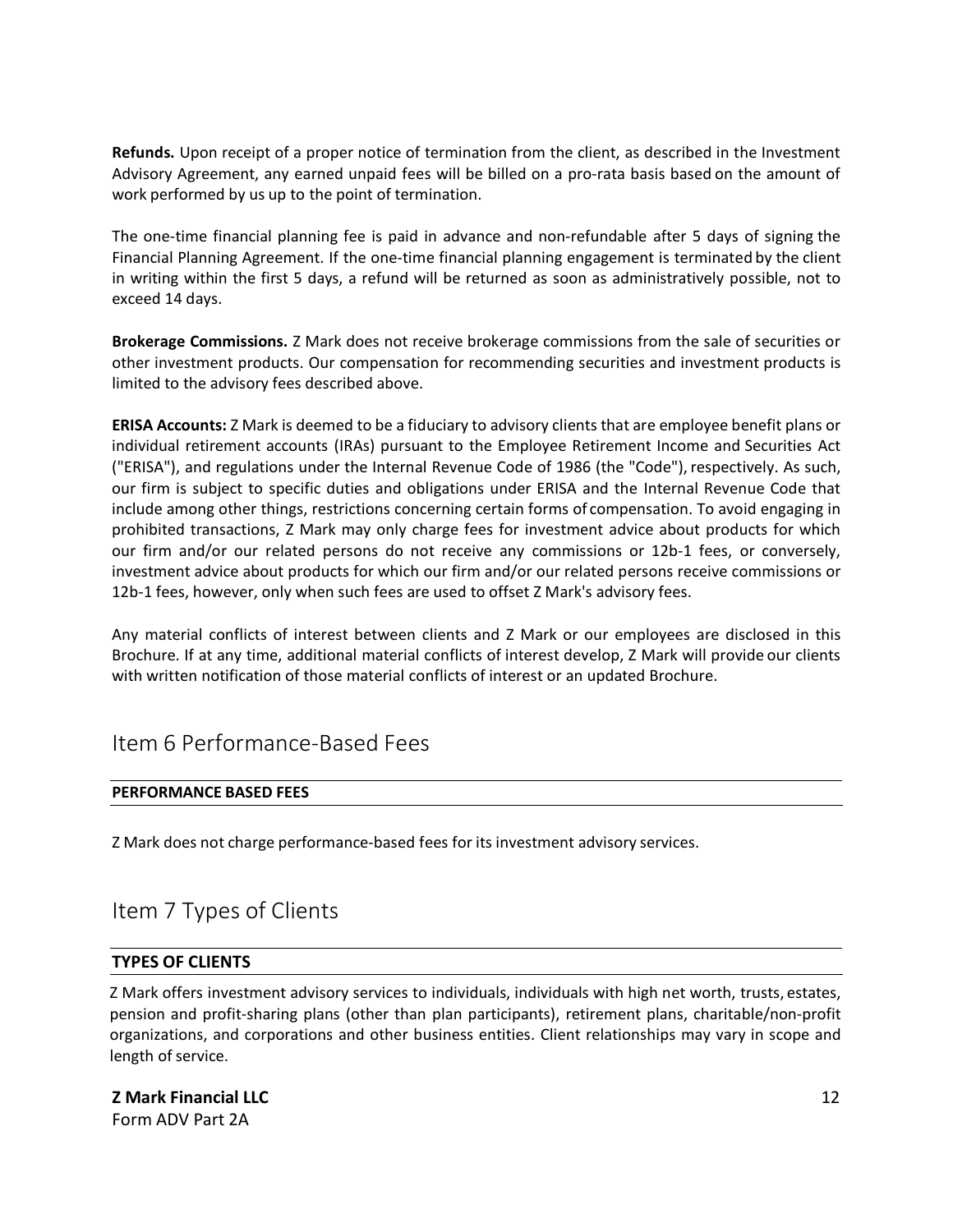**Refunds.** Upon receipt of a proper notice of termination from the client, as described in the Investment Advisory Agreement, any earned unpaid fees will be billed on a pro-rata basis based on the amount of work performed by us up to the point of termination.

The one-time financial planning fee is paid in advance and non-refundable after 5 days of signing the Financial Planning Agreement. If the one-time financial planning engagement is terminated by the client in writing within the first 5 days, a refund will be returned as soon as administratively possible, not to exceed 14 days.

**Brokerage Commissions.** Z Mark does not receive brokerage commissions from the sale of securities or other investment products. Our compensation for recommending securities and investment products is limited to the advisory fees described above.

**ERISA Accounts:** Z Mark is deemed to be a fiduciary to advisory clients that are employee benefit plans or individual retirement accounts (IRAs) pursuant to the Employee Retirement Income and Securities Act ("ERISA"), and regulations under the Internal Revenue Code of 1986 (the "Code"), respectively. As such, our firm is subject to specific duties and obligations under ERISA and the Internal Revenue Code that include among other things, restrictions concerning certain forms of compensation. To avoid engaging in prohibited transactions, Z Mark may only charge fees for investment advice about products for which our firm and/or our related persons do not receive any commissions or 12b-1 fees, or conversely, investment advice about products for which our firm and/or our related persons receive commissions or 12b-1 fees, however, only when such fees are used to offset Z Mark's advisory fees.

Any material conflicts of interest between clients and Z Mark or our employees are disclosed in this Brochure. If at any time, additional material conflicts of interest develop, Z Mark will provide our clients with written notification of those material conflicts of interest or an updated Brochure.

## Item 6 Performance-Based Fees

**PERFORMANCE BASED FEES**

Z Mark does not charge performance-based fees for its investment advisory services.

## Item 7 Types of Clients

**TYPES OF CLIENTS**

Z Mark offers investment advisory services to individuals, individuals with high net worth, trusts, estates, pension and profit-sharing plans (other than plan participants), retirement plans, charitable/non-profit organizations, and corporations and other business entities. Client relationships may vary in scope and length of service.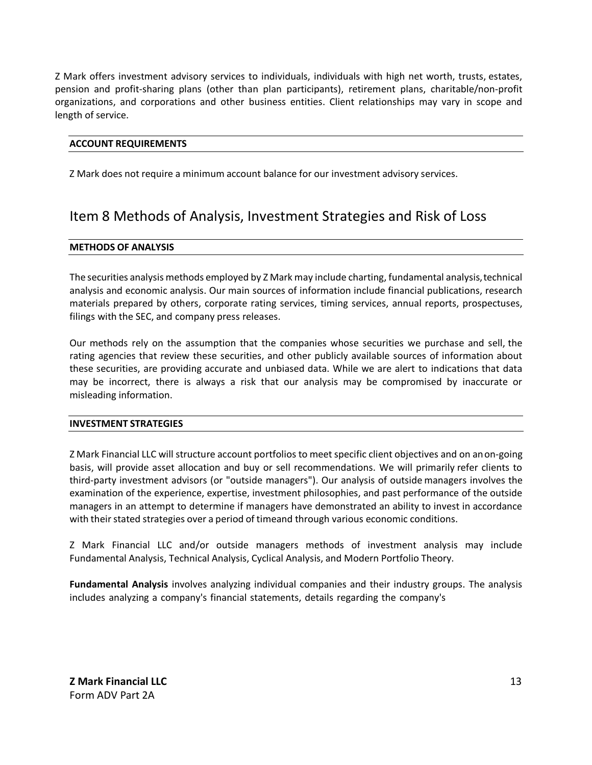Z Mark offers investment advisory services to individuals, individuals with high net worth, trusts, estates, pension and profit-sharing plans (other than plan participants), retirement plans, charitable/non-profit organizations, and corporations and other business entities. Client relationships may vary in scope and length of service.

### ACCOUNT REQUIREMENTS

Z Mark does not require a minimum account balance for our investment advisory services.

## Item 8 Methods of Analysis, Investment Strategies and Risk of Loss

### METHODS OF ANALYSIS

The securities analysis methods employed by Z Mark may include charting, fundamental analysis, technical analysis and economic analysis. Our main sources of information include financial publications, research materials prepared by others, corporate rating services, timing services, annual reports, prospectuses, filings with the SEC, and company press releases.

Our methods rely on the assumption that the companies whose securities we purchase and sell, the rating agencies that review these securities, and other publicly available sources of information about these securities, are providing accurate and unbiased data. While we are alert to indications that data may be incorrect, there is always a risk that our analysis may be compromised by inaccurate or misleading information.

### INVESTMENT STRATEGIES

Z Mark Financial LLC will structure account portfolios to meet specific client objectives and on an on-going basis, will provide asset allocation and buy or sell recommendations. We will primarily refer clients to third-party investment advisors (or "outside managers"). Our analysis of outside managers involves the examination of the experience, expertise, investment philosophies, and past performance of the outside managers in an attempt to determine if managers have demonstrated an ability to invest in accordance with their stated strategies over a period of timeand through various economic conditions.

Z Mark Financial LLC and/or outside managers methods of investment analysis may include Fundamental Analysis, Technical Analysis, Cyclical Analysis, and Modern Portfolio Theory.

**Fundamental Analysis** involves analyzing individual companies and their industry groups. The analysis includes analyzing a company's financial statements, details regarding the company's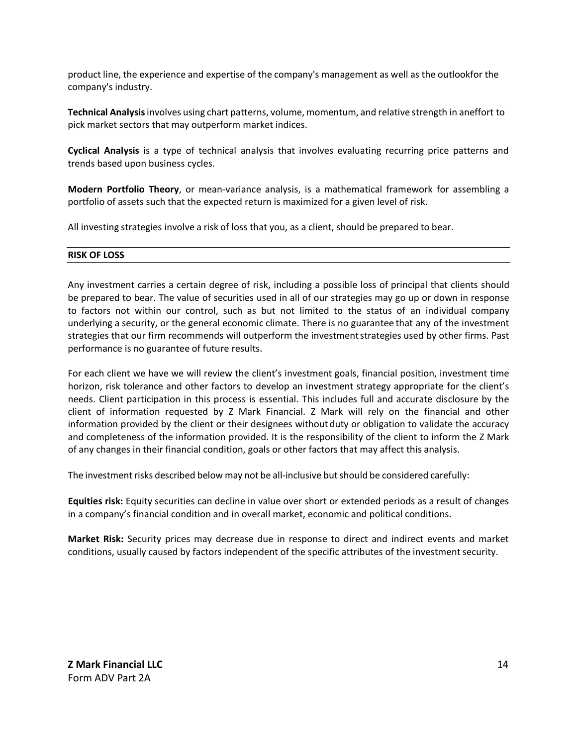product line, the experience and expertise of the company's management as well as the outlookfor the company's industry.

**Technical Analysis** involves using chart patterns, volume, momentum, and relative strength in aneffort to pick market sectors that may outperform market indices.

**Cyclical Analysis** is a type of technical analysis that involves evaluating recurring price patterns and trends based upon business cycles.

**Modern Portfolio Theory**, or mean-variance analysis, is a mathematical framework for assembling a portfolio of assets such that the expected return is maximized for a given level of risk.

All investing strategies involve a risk of loss that you, as a client, should be prepared to bear.

## RISK OF LOSS

Any investment carries a certain degree of risk, including a possible loss of principal that clients should be prepared to bear. The value of securities used in all of our strategies may go up or down in response to factors not within our control, such as but not limited to the status of an individual company underlying a security, or the general economic climate. There is no guarantee that any of the investment strategies that our firm recommends will outperform the investment strategies used by other firms. Past performance is no guarantee of future results.

For each client we have we will review the client's investment goals, financial position, investment time horizon, risk tolerance and other factors to develop an investment strategy appropriate for the client's needs. Client participation in this process is essential. This includes full and accurate disclosure by the client of information requested by Z Mark Financial. Z Mark will rely on the financial and other information provided by the client or their designees without duty or obligation to validate the accuracy and completeness of the information provided. It is the responsibility of the client to inform the Z Mark of any changes in their financial condition, goals or other factors that may affect this analysis.

The investment risks described below may not be all-inclusive but should be considered carefully:

**Equities risk:** Equity securities can decline in value over short or extended periods as a result of changes in a company's financial condition and in overall market, economic and political conditions.

**Market Risk:** Security prices may decrease due in response to direct and indirect events and market conditions, usually caused by factors independent of the specific attributes of the investment security.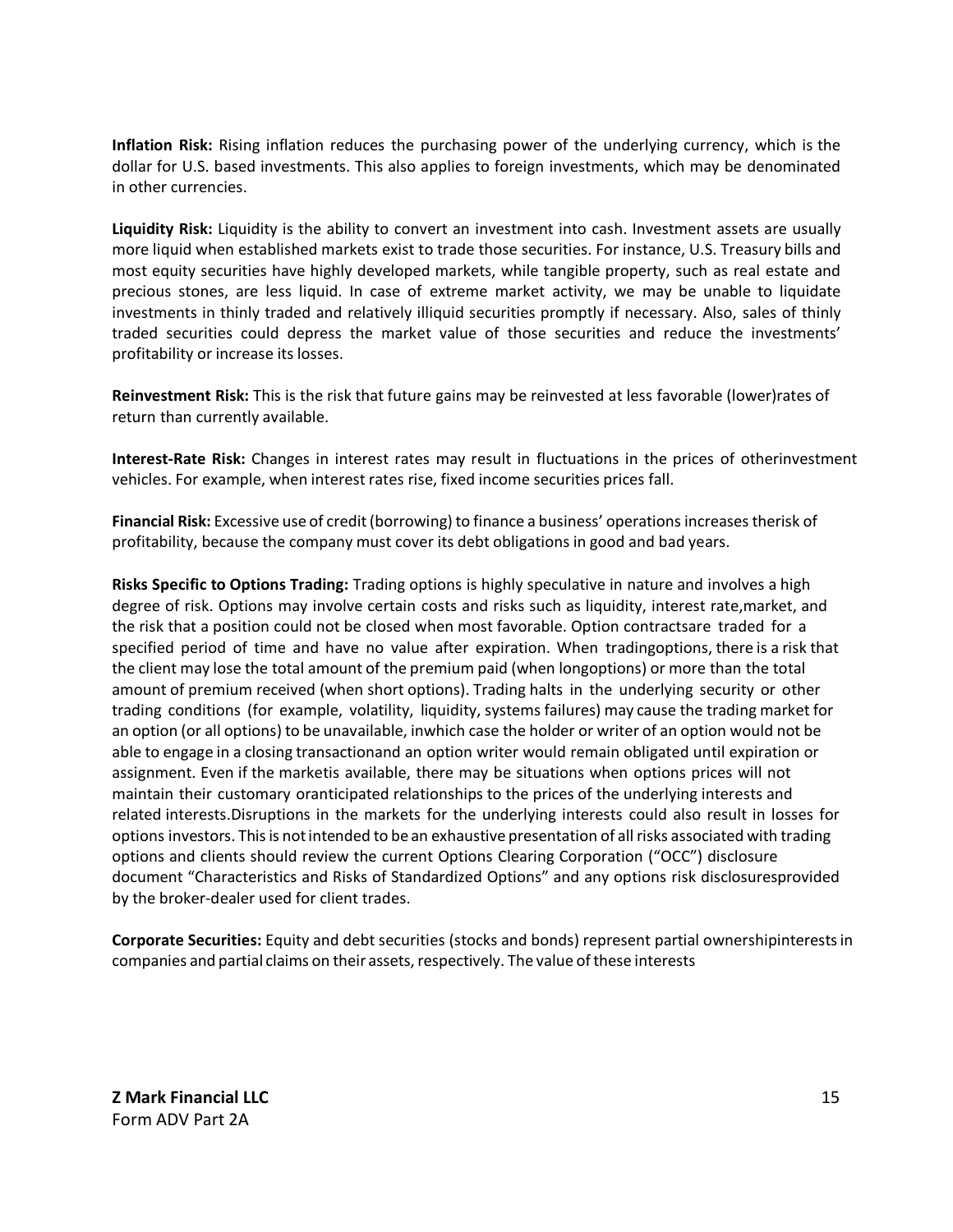**Inflation Risk:** Rising inflation reduces the purchasing power of the underlying currency, which is the dollar for U.S. based investments. This also applies to foreign investments, which may be denominated in other currencies.

**Liquidity Risk:** Liquidity is the ability to convert an investment into cash. Investment assets are usually more liquid when established markets exist to trade those securities. For instance, U.S. Treasury bills and most equity securities have highly developed markets, while tangible property, such as real estate and precious stones, are less liquid. In case of extreme market activity, we may be unable to liquidate investments in thinly traded and relatively illiquid securities promptly if necessary. Also, sales of thinly traded securities could depress the market value of those securities and reduce the investments' profitability or increase its losses.

**Reinvestment Risk:** This is the risk that future gains may be reinvested at less favorable (lower)rates of return than currently available.

**Interest-Rate Risk:** Changes in interest rates may result in fluctuations in the prices of otherinvestment vehicles. For example, when interest rates rise, fixed income securities prices fall.

**Financial Risk:** Excessive use of credit (borrowing) to finance a business' operations increases therisk of profitability, because the company must cover its debt obligations in good and bad years.

**Risks Specific to Options Trading:** Trading options is highly speculative in nature and involves a high degree of risk. Options may involve certain costs and risks such as liquidity, interest rate,market, and the risk that a position could not be closed when most favorable. Option contractsare traded for a specified period of time and have no value after expiration. When tradingoptions, there is a risk that the client may lose the total amount of the premium paid (when longoptions) or more than the total amount of premium received (when short options). Trading halts in the underlying security or other trading conditions (for example, volatility, liquidity, systems failures) may cause the trading market for an option (or all options) to be unavailable, inwhich case the holder or writer of an option would not be able to engage in a closing transactionand an option writer would remain obligated until expiration or assignment. Even if the marketis available, there may be situations when options prices will not maintain their customary oranticipated relationships to the prices of the underlying interests and related interests.Disruptions in the markets for the underlying interests could also result in losses for options investors. This is not intended to be an exhaustive presentation of all risks associated with trading options and clients should review the current Options Clearing Corporation ("OCC") disclosure document "Characteristics and Risks of Standardized Options" and any options risk disclosuresprovided by the broker-dealer used for client trades.

**Corporate Securities:** Equity and debt securities (stocks and bonds) represent partial ownershipinterests in companies and partial claims on their assets, respectively. The value of these interests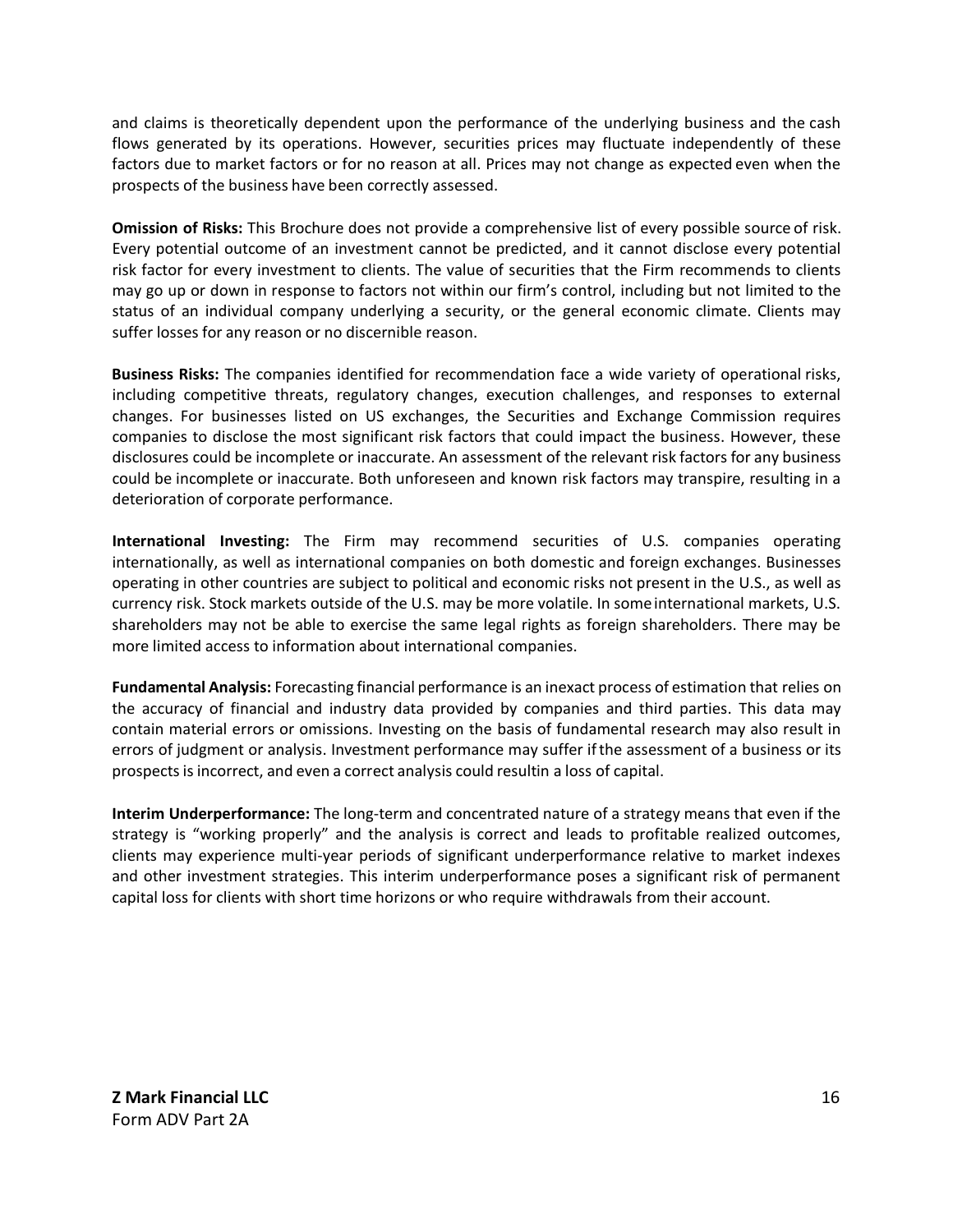and claims is theoretically dependent upon the performance of the underlying business and the cash flows generated by its operations. However, securities prices may fluctuate independently of these factors due to market factors or for no reason at all. Prices may not change as expected even when the prospects of the business have been correctly assessed.

**Omission of Risks:** This Brochure does not provide a comprehensive list of every possible source of risk. Every potential outcome of an investment cannot be predicted, and it cannot disclose every potential risk factor for every investment to clients. The value of securities that the Firm recommends to clients may go up or down in response to factors not within our firm's control, including but not limited to the status of an individual company underlying a security, or the general economic climate. Clients may suffer losses for any reason or no discernible reason.

**Business Risks:** The companies identified for recommendation face a wide variety of operational risks, including competitive threats, regulatory changes, execution challenges, and responses to external changes. For businesses listed on US exchanges, the Securities and Exchange Commission requires companies to disclose the most significant risk factors that could impact the business. However, these disclosures could be incomplete or inaccurate. An assessment of the relevant risk factors for any business could be incomplete or inaccurate. Both unforeseen and known risk factors may transpire, resulting in a deterioration of corporate performance.

**International Investing:** The Firm may recommend securities of U.S. companies operating internationally, as well as international companies on both domestic and foreign exchanges. Businesses operating in other countries are subject to political and economic risks not present in the U.S., as well as currency risk. Stock markets outside of the U.S. may be more volatile. In some international markets, U.S. shareholders may not be able to exercise the same legal rights as foreign shareholders. There may be more limited access to information about international companies.

**Fundamental Analysis:** Forecasting financial performance is an inexact process of estimation that relies on the accuracy of financial and industry data provided by companies and third parties. This data may contain material errors or omissions. Investing on the basis of fundamental research may also result in errors of judgment or analysis. Investment performance may suffer if the assessment of a business or its prospects is incorrect, and even a correct analysis could resultin a loss of capital.

**Interim Underperformance:** The long-term and concentrated nature of a strategy means that even if the strategy is "working properly" and the analysis is correct and leads to profitable realized outcomes, clients may experience multi-year periods of significant underperformance relative to market indexes and other investment strategies. This interim underperformance poses a significant risk of permanent capital loss for clients with short time horizons or who require withdrawals from their account.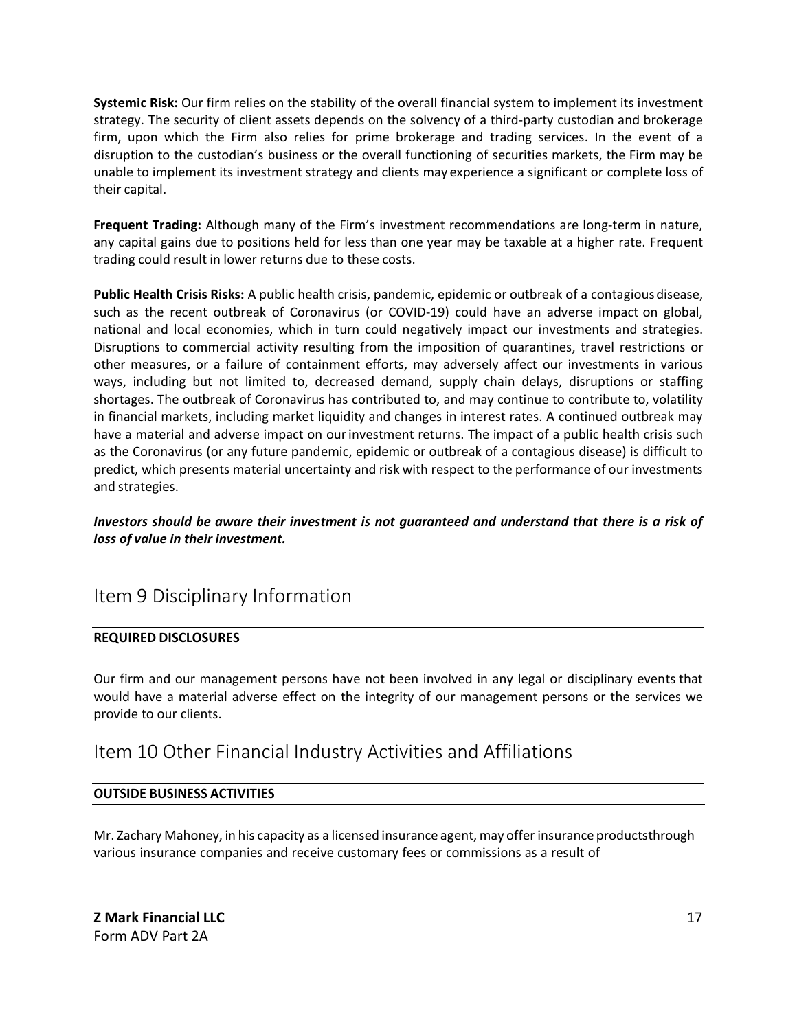**Systemic Risk:** Our firm relies on the stability of the overall financial system to implement its investment strategy. The security of client assets depends on the solvency of a third-party custodian and brokerage firm, upon which the Firm also relies for prime brokerage and trading services. In the event of a disruption to the custodian's business or the overall functioning of securities markets, the Firm may be unable to implement its investment strategy and clients may experience a significant or complete loss of their capital.

**Frequent Trading:** Although many of the Firm's investment recommendations are long-term in nature, any capital gains due to positions held for less than one year may be taxable at a higher rate. Frequent trading could result in lower returns due to these costs.

**Public Health Crisis Risks:** A public health crisis, pandemic, epidemic or outbreak of a contagious disease, such as the recent outbreak of Coronavirus (or COVID-19) could have an adverse impact on global, national and local economies, which in turn could negatively impact our investments and strategies. Disruptions to commercial activity resulting from the imposition of quarantines, travel restrictions or other measures, or a failure of containment efforts, may adversely affect our investments in various ways, including but not limited to, decreased demand, supply chain delays, disruptions or staffing shortages. The outbreak of Coronavirus has contributed to, and may continue to contribute to, volatility in financial markets, including market liquidity and changes in interest rates. A continued outbreak may have a material and adverse impact on our investment returns. The impact of a public health crisis such as the Coronavirus (or any future pandemic, epidemic or outbreak of a contagious disease) is difficult to predict, which presents material uncertainty and risk with respect to the performance of our investments and strategies.

***Investors should be aware their investment is not guaranteed and understand that there is a risk of loss of value in their investment.***

# Item 9 Disciplinary Information

**REQUIRED DISCLOSURES**

Our firm and our management persons have not been involved in any legal or disciplinary events that would have a material adverse effect on the integrity of our management persons or the services we provide to our clients.

# Item 10 Other Financial Industry Activities and Affiliations

**OUTSIDE BUSINESS ACTIVITIES**

Mr. Zachary Mahoney, in his capacity as a licensed insurance agent, may offer insurance productsthrough various insurance companies and receive customary fees or commissions as a result of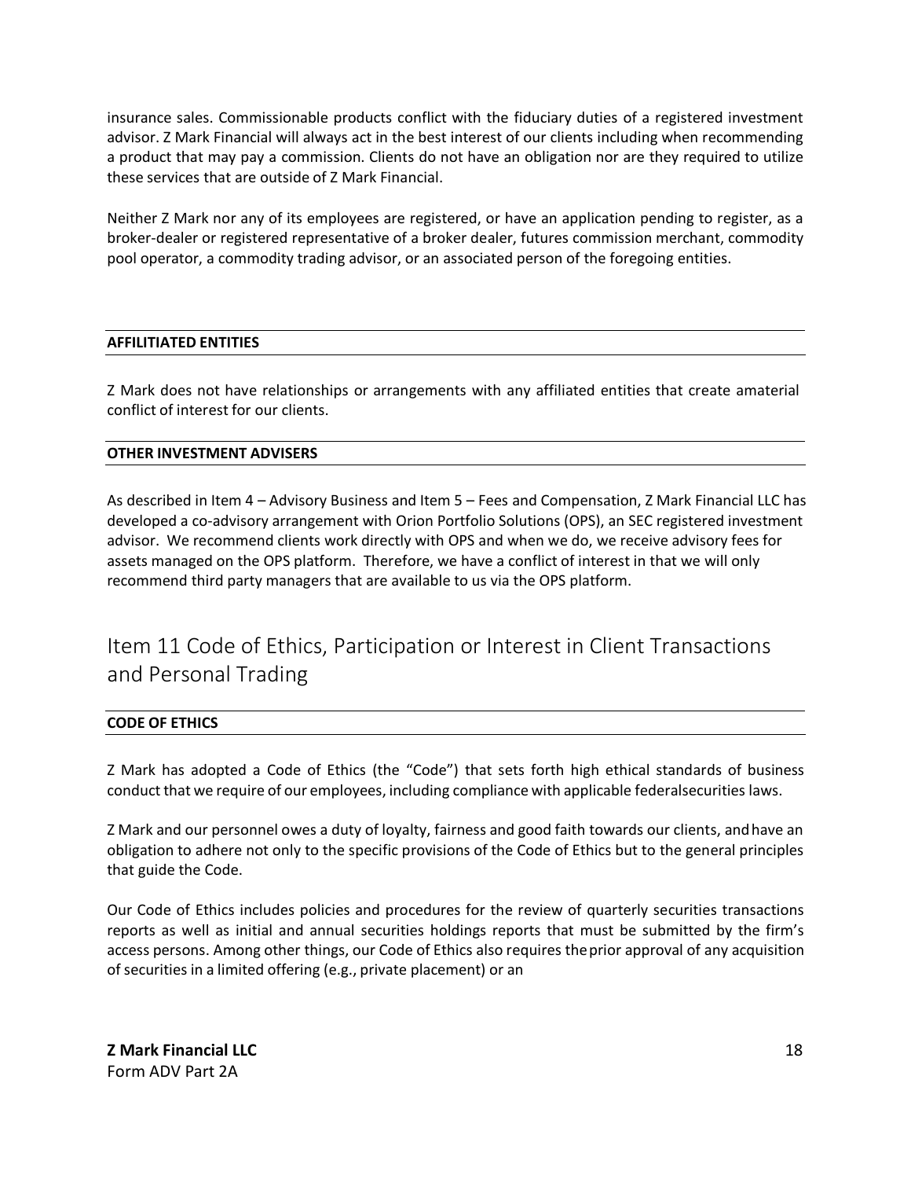insurance sales. Commissionable products conflict with the fiduciary duties of a registered investment advisor. Z Mark Financial will always act in the best interest of our clients including when recommending a product that may pay a commission. Clients do not have an obligation nor are they required to utilize these services that are outside of Z Mark Financial.

Neither Z Mark nor any of its employees are registered, or have an application pending to register, as a broker-dealer or registered representative of a broker dealer, futures commission merchant, commodity pool operator, a commodity trading advisor, or an associated person of the foregoing entities.

**AFFILITIATED ENTITIES**

Z Mark does not have relationships or arrangements with any affiliated entities that create amaterial conflict of interest for our clients.

**OTHER INVESTMENT ADVISERS**

As described in Item 4 – Advisory Business and Item 5 – Fees and Compensation, Z Mark Financial LLC has developed a co-advisory arrangement with Orion Portfolio Solutions (OPS), an SEC registered investment advisor. We recommend clients work directly with OPS and when we do, we receive advisory fees for assets managed on the OPS platform. Therefore, we have a conflict of interest in that we will only recommend third party managers that are available to us via the OPS platform.

## Item 11 Code of Ethics, Participation or Interest in Client Transactions and Personal Trading

**CODE OF ETHICS**

Z Mark has adopted a Code of Ethics (the "Code") that sets forth high ethical standards of business conduct that we require of our employees, including compliance with applicable federalsecurities laws.

Z Mark and our personnel owes a duty of loyalty, fairness and good faith towards our clients, andhave an obligation to adhere not only to the specific provisions of the Code of Ethics but to the general principles that guide the Code.

Our Code of Ethics includes policies and procedures for the review of quarterly securities transactions reports as well as initial and annual securities holdings reports that must be submitted by the firm's access persons. Among other things, our Code of Ethics also requires theprior approval of any acquisition of securities in a limited offering (e.g., private placement) or an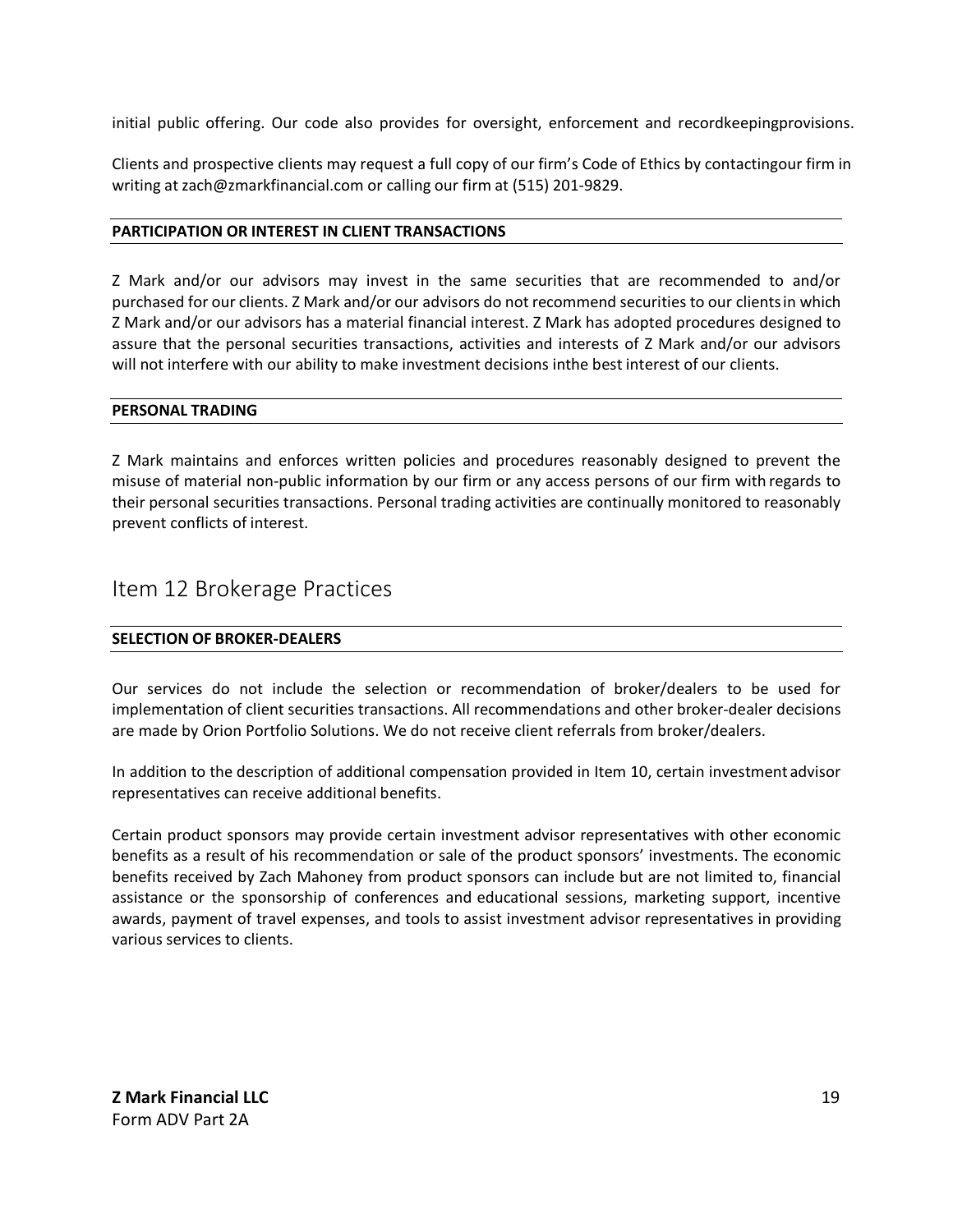initial public offering. Our code also provides for oversight, enforcement and recordkeepingprovisions.

Clients and prospective clients may request a full copy of our firm's Code of Ethics by contactingour firm in writing at zach@zmarkfinancial.com or calling our firm at (515) 201-9829.

**PARTICIPATION OR INTEREST IN CLIENT TRANSACTIONS**

Z Mark and/or our advisors may invest in the same securities that are recommended to and/or purchased for our clients. Z Mark and/or our advisors do not recommend securities to our clientsin which Z Mark and/or our advisors has a material financial interest. Z Mark has adopted procedures designed to assure that the personal securities transactions, activities and interests of Z Mark and/or our advisors will not interfere with our ability to make investment decisions inthe best interest of our clients.

**PERSONAL TRADING**

Z Mark maintains and enforces written policies and procedures reasonably designed to prevent the misuse of material non-public information by our firm or any access persons of our firm with regards to their personal securities transactions. Personal trading activities are continually monitored to reasonably prevent conflicts of interest.

## Item 12 Brokerage Practices

**SELECTION OF BROKER-DEALERS**

Our services do not include the selection or recommendation of broker/dealers to be used for implementation of client securities transactions. All recommendations and other broker-dealer decisions are made by Orion Portfolio Solutions. We do not receive client referrals from broker/dealers.

In addition to the description of additional compensation provided in Item 10, certain investment advisor representatives can receive additional benefits.

Certain product sponsors may provide certain investment advisor representatives with other economic benefits as a result of his recommendation or sale of the product sponsors' investments. The economic benefits received by Zach Mahoney from product sponsors can include but are not limited to, financial assistance or the sponsorship of conferences and educational sessions, marketing support, incentive awards, payment of travel expenses, and tools to assist investment advisor representatives in providing various services to clients.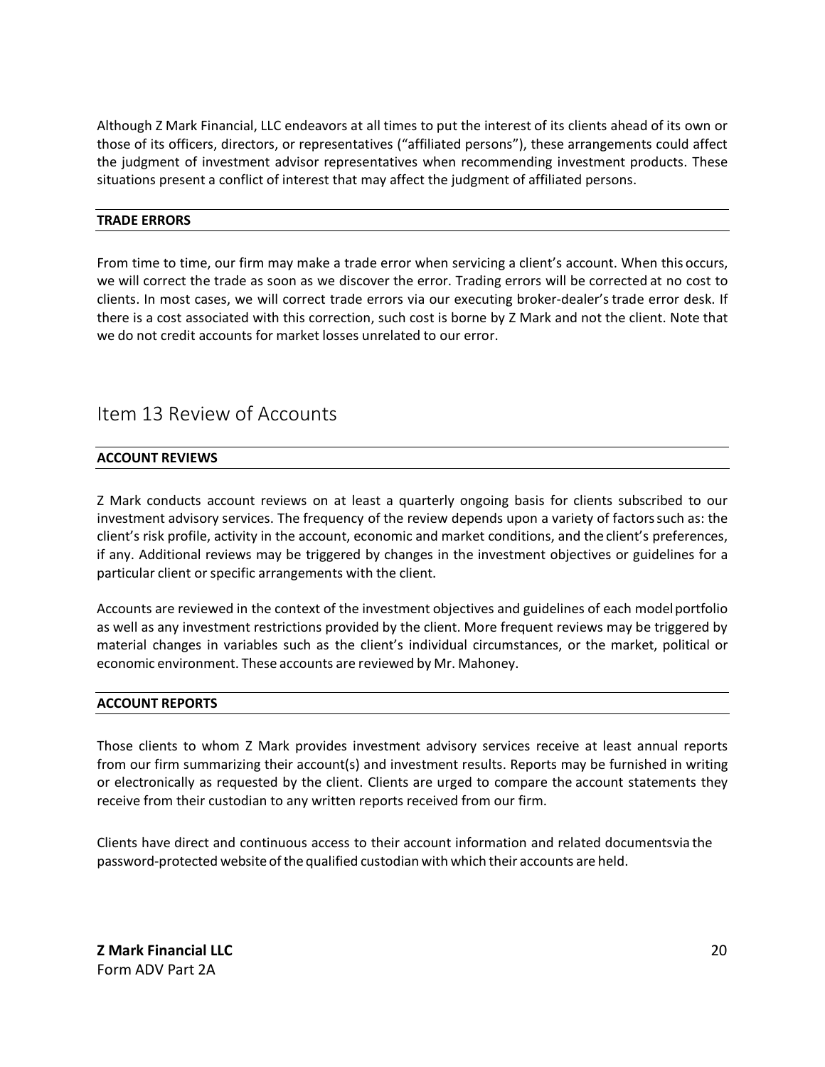Although Z Mark Financial, LLC endeavors at all times to put the interest of its clients ahead of its own or those of its officers, directors, or representatives ("affiliated persons"), these arrangements could affect the judgment of investment advisor representatives when recommending investment products. These situations present a conflict of interest that may affect the judgment of affiliated persons.

### TRADE ERRORS

From time to time, our firm may make a trade error when servicing a client's account. When this occurs, we will correct the trade as soon as we discover the error. Trading errors will be corrected at no cost to clients. In most cases, we will correct trade errors via our executing broker-dealer's trade error desk. If there is a cost associated with this correction, such cost is borne by Z Mark and not the client. Note that we do not credit accounts for market losses unrelated to our error.

## Item 13 Review of Accounts

### ACCOUNT REVIEWS

Z Mark conducts account reviews on at least a quarterly ongoing basis for clients subscribed to our investment advisory services. The frequency of the review depends upon a variety of factors such as: the client's risk profile, activity in the account, economic and market conditions, and the client's preferences, if any. Additional reviews may be triggered by changes in the investment objectives or guidelines for a particular client or specific arrangements with the client.

Accounts are reviewed in the context of the investment objectives and guidelines of each model portfolio as well as any investment restrictions provided by the client. More frequent reviews may be triggered by material changes in variables such as the client's individual circumstances, or the market, political or economic environment. These accounts are reviewed by Mr. Mahoney.

### ACCOUNT REPORTS

Those clients to whom Z Mark provides investment advisory services receive at least annual reports from our firm summarizing their account(s) and investment results. Reports may be furnished in writing or electronically as requested by the client. Clients are urged to compare the account statements they receive from their custodian to any written reports received from our firm.

Clients have direct and continuous access to their account information and related documentsvia the password-protected website of the qualified custodian with which their accounts are held.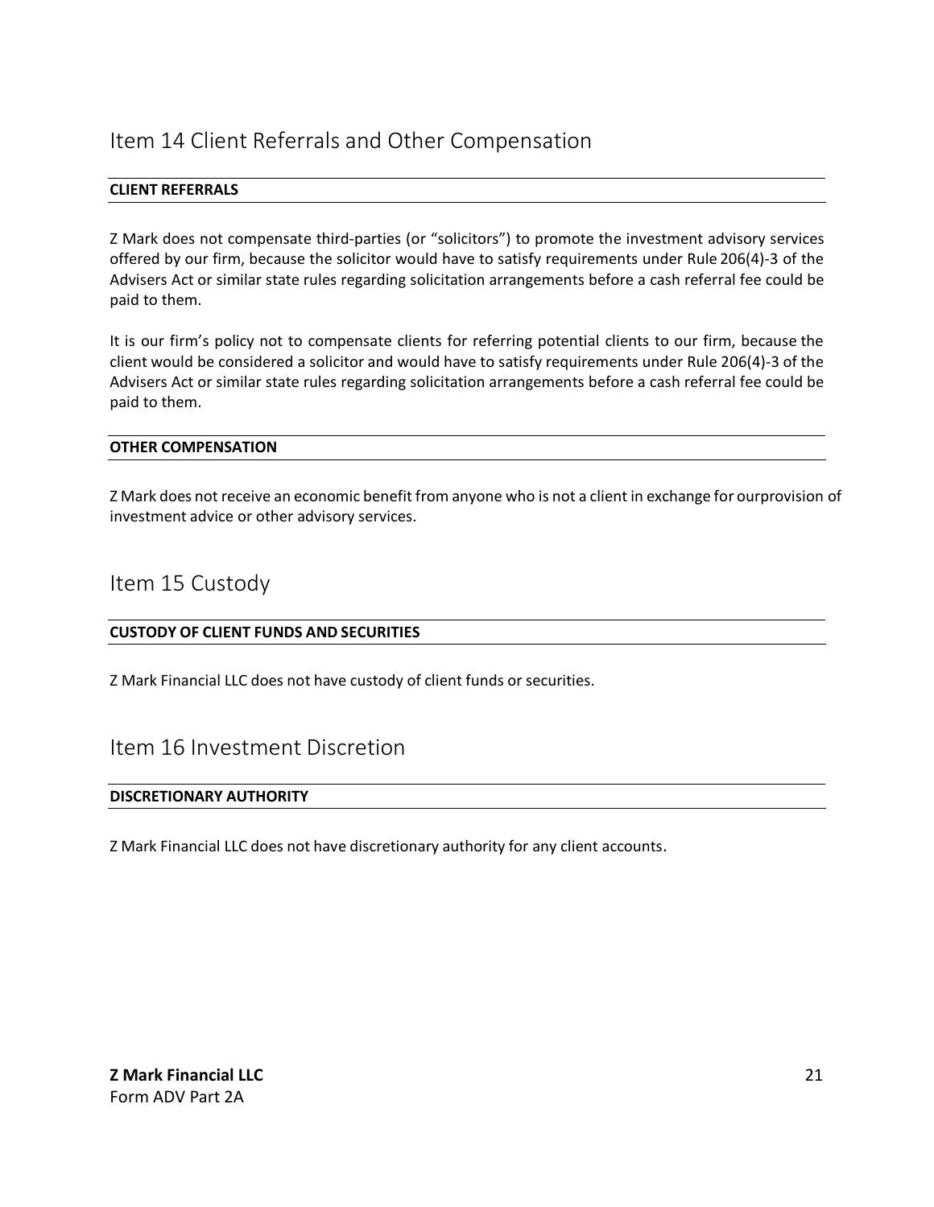## Item 14 Client Referrals and Other Compensation

**CLIENT REFERRALS**

Z Mark does not compensate third-parties (or "solicitors") to promote the investment advisory services offered by our firm, because the solicitor would have to satisfy requirements under Rule 206(4)-3 of the Advisers Act or similar state rules regarding solicitation arrangements before a cash referral fee could be paid to them.

It is our firm's policy not to compensate clients for referring potential clients to our firm, because the client would be considered a solicitor and would have to satisfy requirements under Rule 206(4)-3 of the Advisers Act or similar state rules regarding solicitation arrangements before a cash referral fee could be paid to them.

**OTHER COMPENSATION**

Z Mark does not receive an economic benefit from anyone who is not a client in exchange for ourprovision of investment advice or other advisory services.

## Item 15 Custody

**CUSTODY OF CLIENT FUNDS AND SECURITIES**

Z Mark Financial LLC does not have custody of client funds or securities.

## Item 16 Investment Discretion

**DISCRETIONARY AUTHORITY**

Z Mark Financial LLC does not have discretionary authority for any client accounts.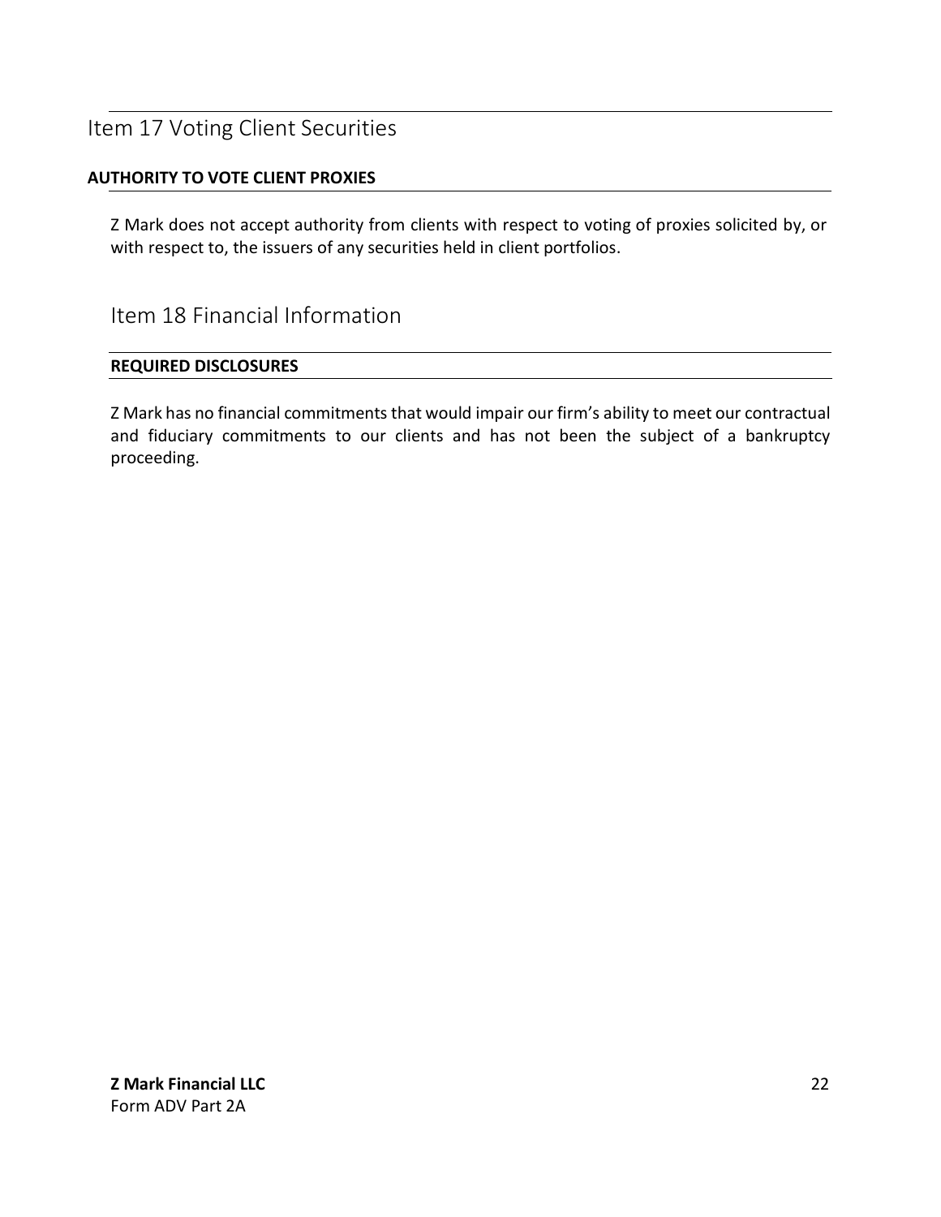## Item 17 Voting Client Securities

### AUTHORITY TO VOTE CLIENT PROXIES

Z Mark does not accept authority from clients with respect to voting of proxies solicited by, or with respect to, the issuers of any securities held in client portfolios.

## Item 18 Financial Information

### REQUIRED DISCLOSURES

Z Mark has no financial commitments that would impair our firm's ability to meet our contractual and fiduciary commitments to our clients and has not been the subject of a bankruptcy proceeding.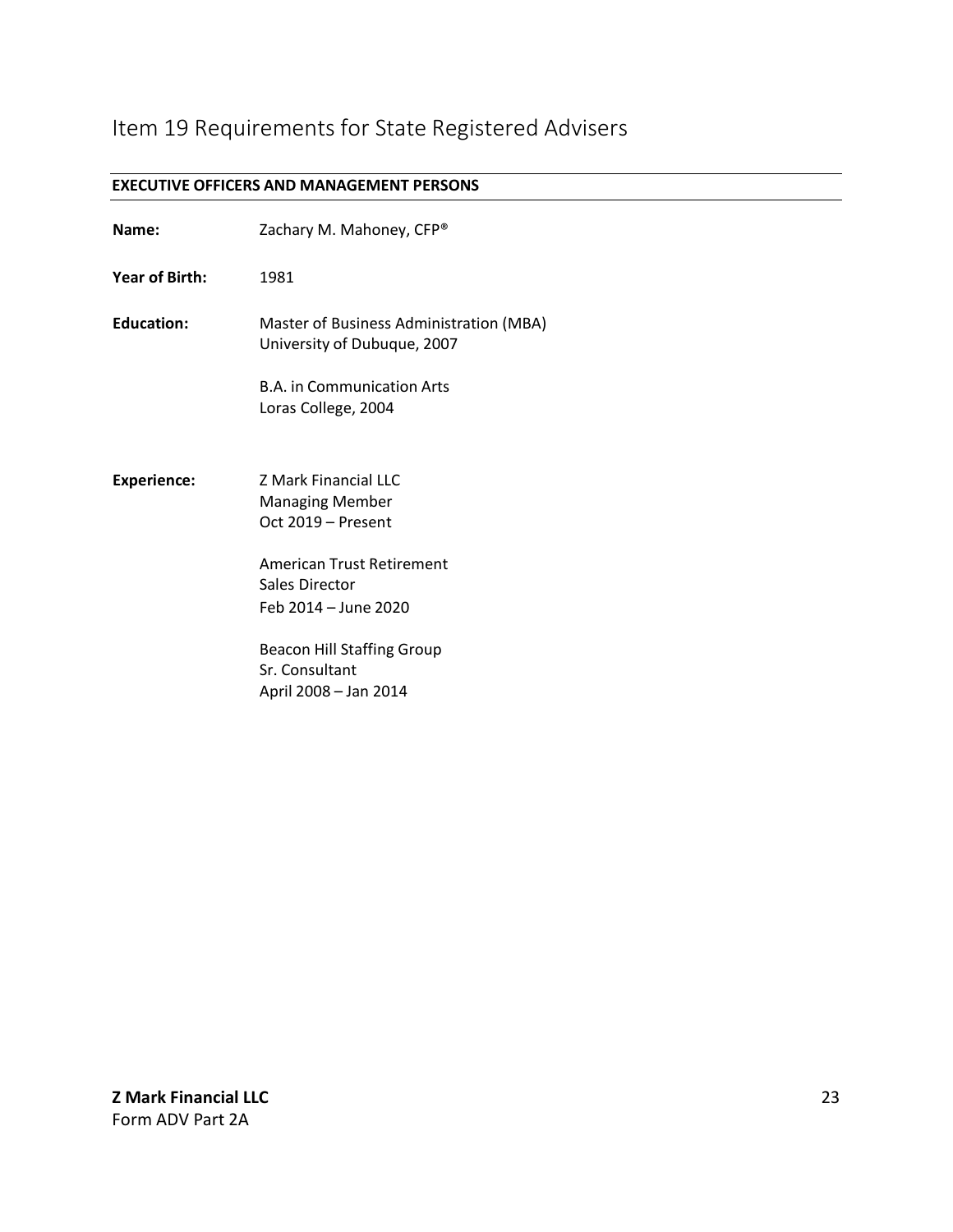# Item 19 Requirements for State Registered Advisers

**EXECUTIVE OFFICERS AND MANAGEMENT PERSONS**

**Name:** Zachary M. Mahoney, CFP®

**Year of Birth:** 1981

**Education:**

Master of Business Administration (MBA)
University of Dubuque, 2007

B.A. in Communication Arts
Loras College, 2004

**Experience:**

Z Mark Financial LLC
Managing Member
Oct 2019 – Present

American Trust Retirement
Sales Director
Feb 2014 – June 2020

Beacon Hill Staffing Group
Sr. Consultant
April 2008 – Jan 2014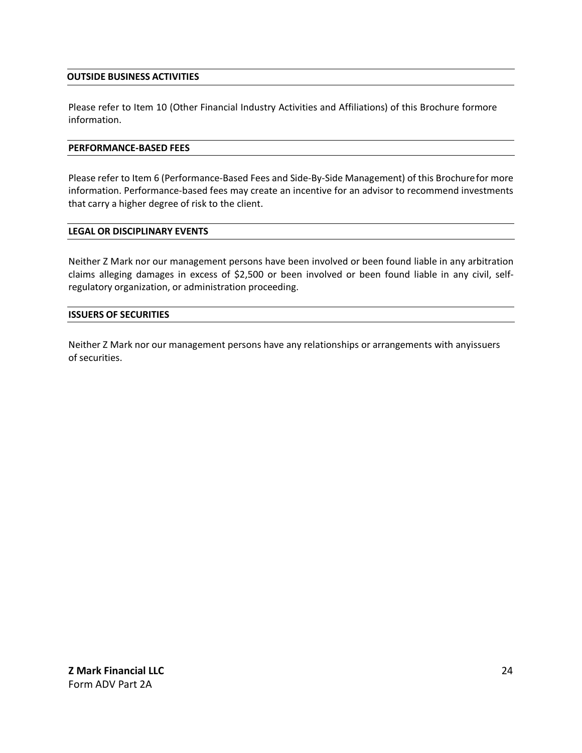### OUTSIDE BUSINESS ACTIVITIES

Please refer to Item 10 (Other Financial Industry Activities and Affiliations) of this Brochure formore information.

### PERFORMANCE-BASED FEES

Please refer to Item 6 (Performance-Based Fees and Side-By-Side Management) of this Brochure for more information. Performance-based fees may create an incentive for an advisor to recommend investments that carry a higher degree of risk to the client.

### LEGAL OR DISCIPLINARY EVENTS

Neither Z Mark nor our management persons have been involved or been found liable in any arbitration claims alleging damages in excess of $2,500 or been involved or been found liable in any civil, self-regulatory organization, or administration proceeding.

### ISSUERS OF SECURITIES

Neither Z Mark nor our management persons have any relationships or arrangements with anyissuers of securities.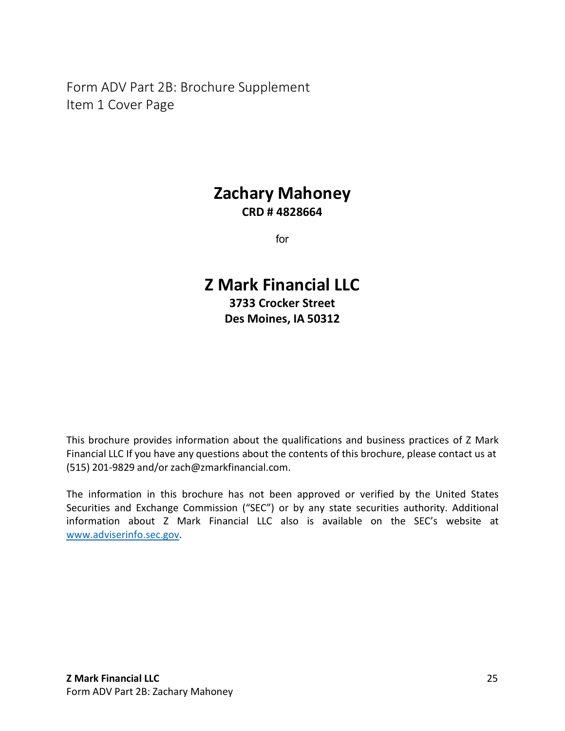Form ADV Part 2B: Brochure Supplement
Item 1 Cover Page

# Zachary Mahoney

**CRD # 4828664**

for

# Z Mark Financial LLC

**3733 Crocker Street**
**Des Moines, IA 50312**

This brochure provides information about the qualifications and business practices of Z Mark Financial LLC If you have any questions about the contents of this brochure, please contact us at (515) 201-9829 and/or zach@zmarkfinancial.com.

The information in this brochure has not been approved or verified by the United States Securities and Exchange Commission ("SEC") or by any state securities authority. Additional information about Z Mark Financial LLC also is available on the SEC's website at www.adviserinfo.sec.gov.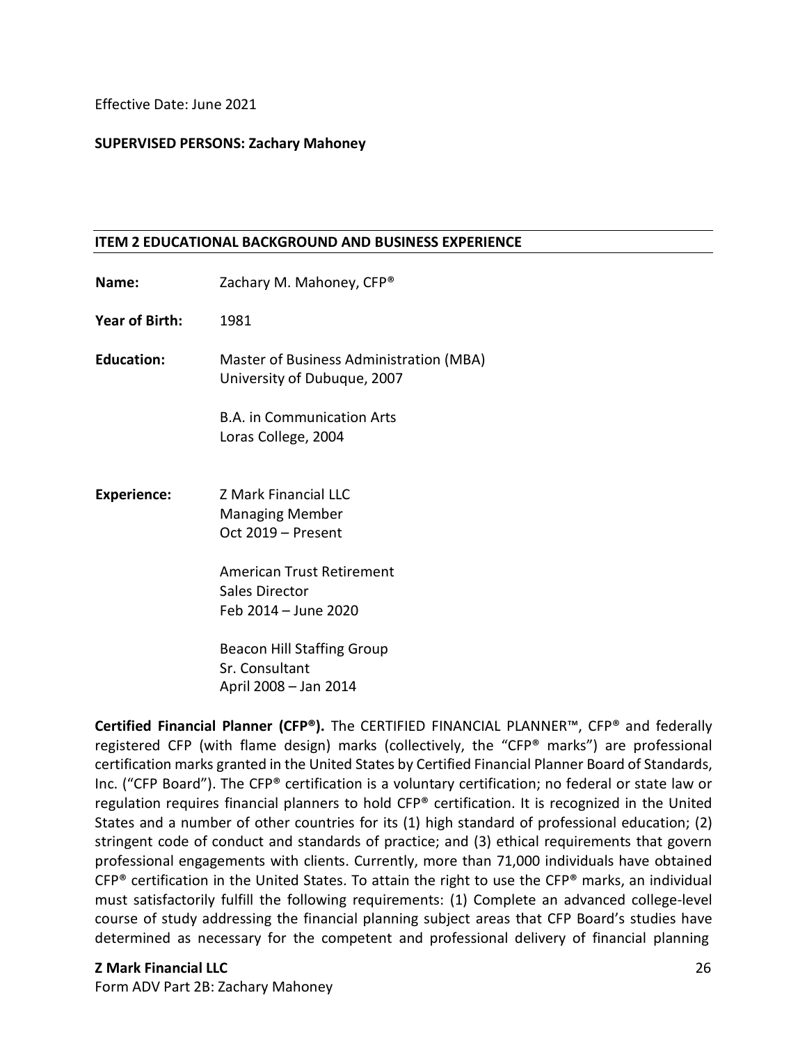Effective Date: June 2021

**SUPERVISED PERSONS: Zachary Mahoney**

## ITEM 2 EDUCATIONAL BACKGROUND AND BUSINESS EXPERIENCE

**Name:** Zachary M. Mahoney, CFP®

**Year of Birth:** 1981

**Education:**
Master of Business Administration (MBA)
University of Dubuque, 2007

B.A. in Communication Arts
Loras College, 2004

**Experience:**
Z Mark Financial LLC
Managing Member
Oct 2019 – Present

American Trust Retirement
Sales Director
Feb 2014 – June 2020

Beacon Hill Staffing Group
Sr. Consultant
April 2008 – Jan 2014

**Certified Financial Planner (CFP®).** The CERTIFIED FINANCIAL PLANNER™, CFP® and federally registered CFP (with flame design) marks (collectively, the "CFP® marks") are professional certification marks granted in the United States by Certified Financial Planner Board of Standards, Inc. ("CFP Board"). The CFP® certification is a voluntary certification; no federal or state law or regulation requires financial planners to hold CFP® certification. It is recognized in the United States and a number of other countries for its (1) high standard of professional education; (2) stringent code of conduct and standards of practice; and (3) ethical requirements that govern professional engagements with clients. Currently, more than 71,000 individuals have obtained CFP® certification in the United States. To attain the right to use the CFP® marks, an individual must satisfactorily fulfill the following requirements: (1) Complete an advanced college-level course of study addressing the financial planning subject areas that CFP Board's studies have determined as necessary for the competent and professional delivery of financial planning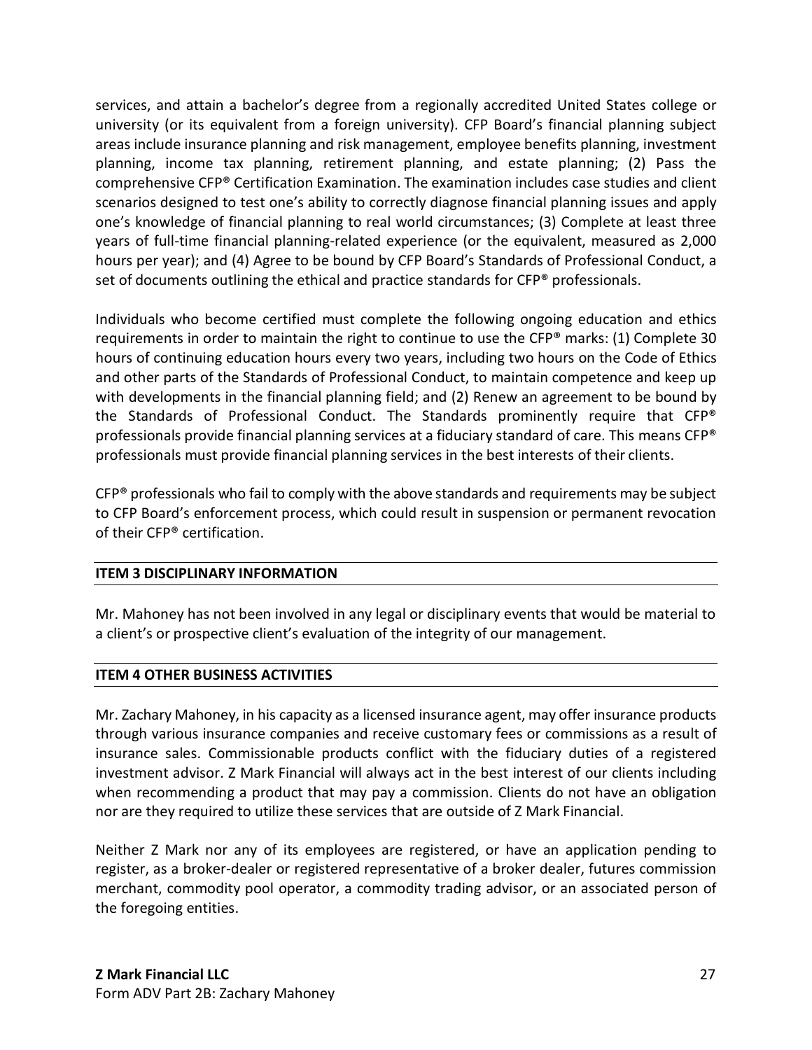services, and attain a bachelor's degree from a regionally accredited United States college or university (or its equivalent from a foreign university). CFP Board's financial planning subject areas include insurance planning and risk management, employee benefits planning, investment planning, income tax planning, retirement planning, and estate planning; (2) Pass the comprehensive CFP® Certification Examination. The examination includes case studies and client scenarios designed to test one's ability to correctly diagnose financial planning issues and apply one's knowledge of financial planning to real world circumstances; (3) Complete at least three years of full-time financial planning-related experience (or the equivalent, measured as 2,000 hours per year); and (4) Agree to be bound by CFP Board's Standards of Professional Conduct, a set of documents outlining the ethical and practice standards for CFP® professionals.

Individuals who become certified must complete the following ongoing education and ethics requirements in order to maintain the right to continue to use the CFP® marks: (1) Complete 30 hours of continuing education hours every two years, including two hours on the Code of Ethics and other parts of the Standards of Professional Conduct, to maintain competence and keep up with developments in the financial planning field; and (2) Renew an agreement to be bound by the Standards of Professional Conduct. The Standards prominently require that CFP® professionals provide financial planning services at a fiduciary standard of care. This means CFP® professionals must provide financial planning services in the best interests of their clients.

CFP® professionals who fail to comply with the above standards and requirements may be subject to CFP Board's enforcement process, which could result in suspension or permanent revocation of their CFP® certification.

## ITEM 3 DISCIPLINARY INFORMATION

Mr. Mahoney has not been involved in any legal or disciplinary events that would be material to a client's or prospective client's evaluation of the integrity of our management.

## ITEM 4 OTHER BUSINESS ACTIVITIES

Mr. Zachary Mahoney, in his capacity as a licensed insurance agent, may offer insurance products through various insurance companies and receive customary fees or commissions as a result of insurance sales. Commissionable products conflict with the fiduciary duties of a registered investment advisor. Z Mark Financial will always act in the best interest of our clients including when recommending a product that may pay a commission. Clients do not have an obligation nor are they required to utilize these services that are outside of Z Mark Financial.

Neither Z Mark nor any of its employees are registered, or have an application pending to register, as a broker-dealer or registered representative of a broker dealer, futures commission merchant, commodity pool operator, a commodity trading advisor, or an associated person of the foregoing entities.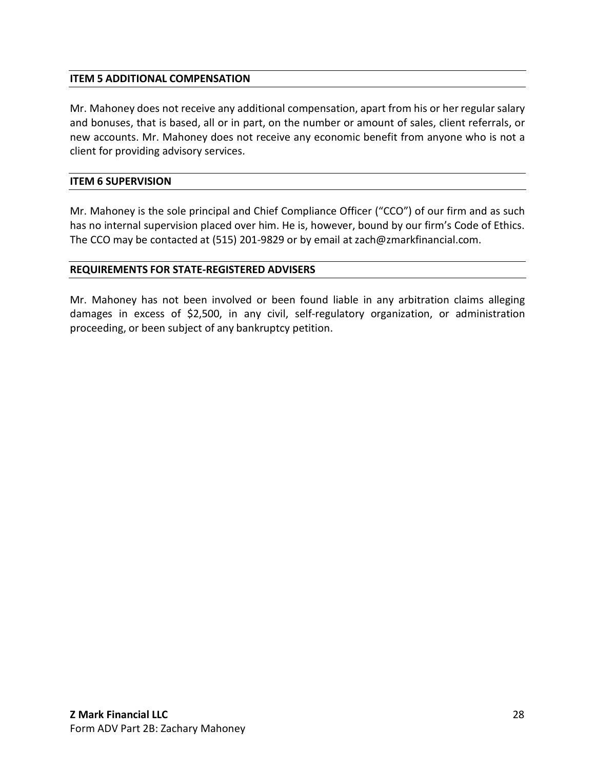## ITEM 5 ADDITIONAL COMPENSATION

Mr. Mahoney does not receive any additional compensation, apart from his or her regular salary and bonuses, that is based, all or in part, on the number or amount of sales, client referrals, or new accounts. Mr. Mahoney does not receive any economic benefit from anyone who is not a client for providing advisory services.

## ITEM 6 SUPERVISION

Mr. Mahoney is the sole principal and Chief Compliance Officer ("CCO") of our firm and as such has no internal supervision placed over him. He is, however, bound by our firm's Code of Ethics. The CCO may be contacted at (515) 201-9829 or by email at zach@zmarkfinancial.com.

## REQUIREMENTS FOR STATE-REGISTERED ADVISERS

Mr. Mahoney has not been involved or been found liable in any arbitration claims alleging damages in excess of $2,500, in any civil, self-regulatory organization, or administration proceeding, or been subject of any bankruptcy petition.